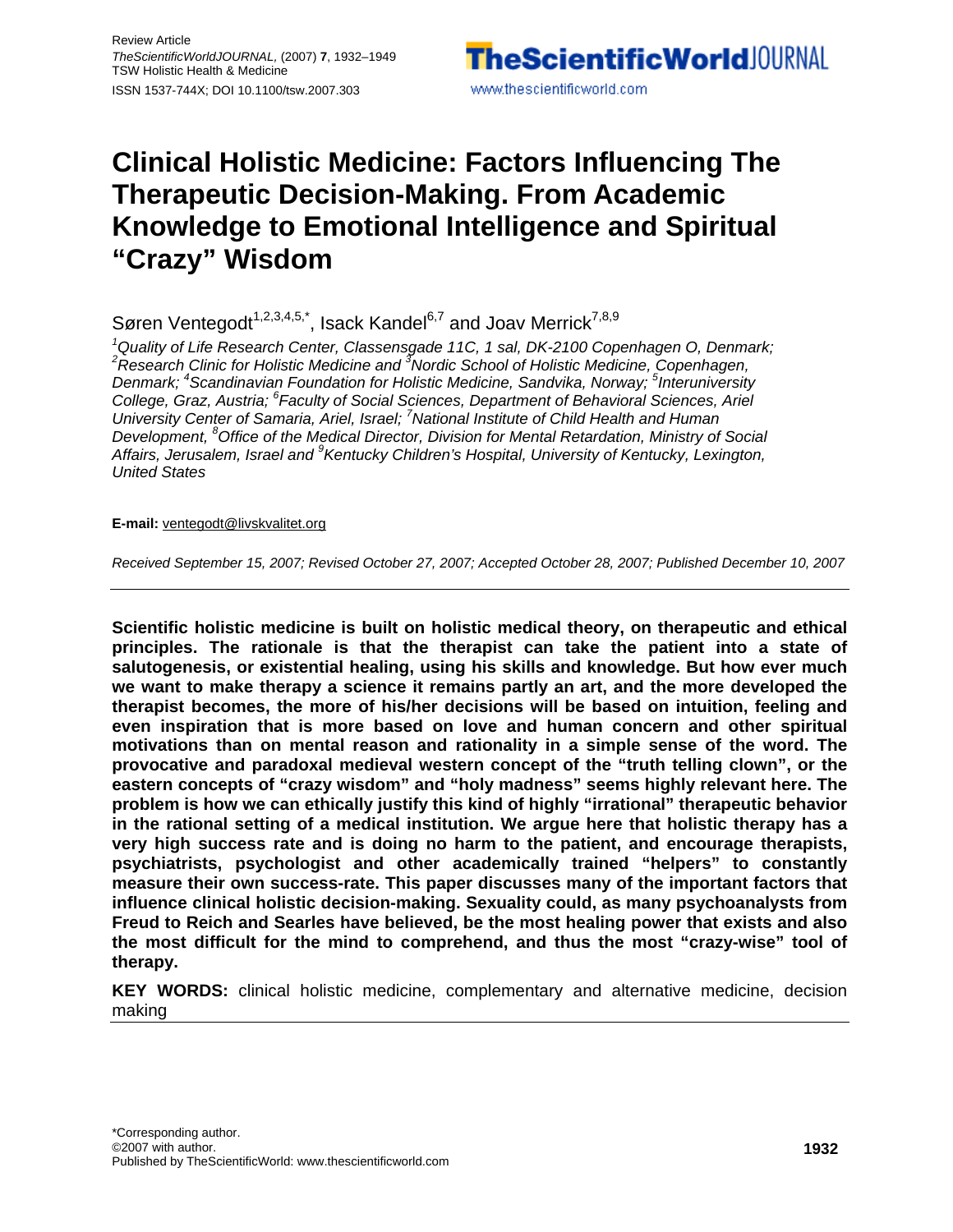Review Article
*TheScientificWorldJOURNAL*, (2007) **7**, 1932–1949
TSW Holistic Health & Medicine
ISSN 1537-744X; DOI 10.1100/tsw.2007.303

# Clinical Holistic Medicine: Factors Influencing The Therapeutic Decision-Making. From Academic Knowledge to Emotional Intelligence and Spiritual "Crazy" Wisdom

Søren Ventegodt[1,2,3,4,5,*], Isack Kandel[6,7] and Joav Merrick[7,8,9]

*[1]Quality of Life Research Center, Classensgade 11C, 1 sal, DK-2100 Copenhagen O, Denmark; [2]Research Clinic for Holistic Medicine and [3]Nordic School of Holistic Medicine, Copenhagen, Denmark; [4]Scandinavian Foundation for Holistic Medicine, Sandvika, Norway; [5]Interuniversity College, Graz, Austria; [6]Faculty of Social Sciences, Department of Behavioral Sciences, Ariel University Center of Samaria, Ariel, Israel; [7]National Institute of Child Health and Human Development, [8]Office of the Medical Director, Division for Mental Retardation, Ministry of Social Affairs, Jerusalem, Israel and [9]Kentucky Children's Hospital, University of Kentucky, Lexington, United States*

**E-mail:** ventegodt@livskvalitet.org

*Received September 15, 2007; Revised October 27, 2007; Accepted October 28, 2007; Published December 10, 2007*

---

**Scientific holistic medicine is built on holistic medical theory, on therapeutic and ethical principles. The rationale is that the therapist can take the patient into a state of salutogenesis, or existential healing, using his skills and knowledge. But how ever much we want to make therapy a science it remains partly an art, and the more developed the therapist becomes, the more of his/her decisions will be based on intuition, feeling and even inspiration that is more based on love and human concern and other spiritual motivations than on mental reason and rationality in a simple sense of the word. The provocative and paradoxal medieval western concept of the "truth telling clown", or the eastern concepts of "crazy wisdom" and "holy madness" seems highly relevant here. The problem is how we can ethically justify this kind of highly "irrational" therapeutic behavior in the rational setting of a medical institution. We argue here that holistic therapy has a very high success rate and is doing no harm to the patient, and encourage therapists, psychiatrists, psychologist and other academically trained "helpers" to constantly measure their own success-rate. This paper discusses many of the important factors that influence clinical holistic decision-making. Sexuality could, as many psychoanalysts from Freud to Reich and Searles have believed, be the most healing power that exists and also the most difficult for the mind to comprehend, and thus the most "crazy-wise" tool of therapy.**

**KEY WORDS:** clinical holistic medicine, complementary and alternative medicine, decision making

---

*Corresponding author.
©2007 with author.
Published by TheScientificWorld: www.thescientificworld.com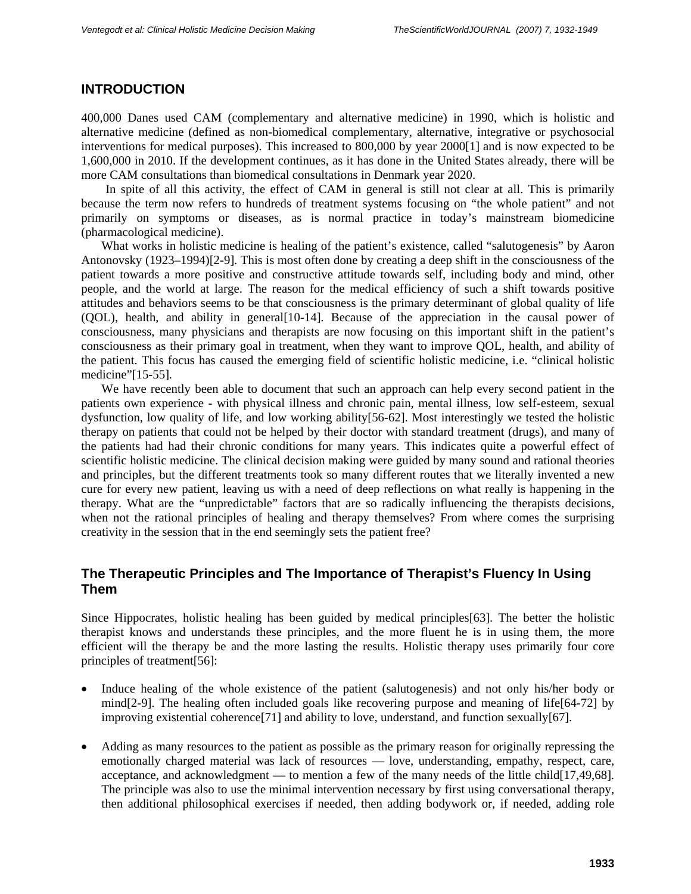## INTRODUCTION

400,000 Danes used CAM (complementary and alternative medicine) in 1990, which is holistic and alternative medicine (defined as non-biomedical complementary, alternative, integrative or psychosocial interventions for medical purposes). This increased to 800,000 by year 2000[1] and is now expected to be 1,600,000 in 2010. If the development continues, as it has done in the United States already, there will be more CAM consultations than biomedical consultations in Denmark year 2020.

In spite of all this activity, the effect of CAM in general is still not clear at all. This is primarily because the term now refers to hundreds of treatment systems focusing on "the whole patient" and not primarily on symptoms or diseases, as is normal practice in today's mainstream biomedicine (pharmacological medicine).

What works in holistic medicine is healing of the patient's existence, called "salutogenesis" by Aaron Antonovsky (1923–1994)[2-9]. This is most often done by creating a deep shift in the consciousness of the patient towards a more positive and constructive attitude towards self, including body and mind, other people, and the world at large. The reason for the medical efficiency of such a shift towards positive attitudes and behaviors seems to be that consciousness is the primary determinant of global quality of life (QOL), health, and ability in general[10-14]. Because of the appreciation in the causal power of consciousness, many physicians and therapists are now focusing on this important shift in the patient's consciousness as their primary goal in treatment, when they want to improve QOL, health, and ability of the patient. This focus has caused the emerging field of scientific holistic medicine, i.e. "clinical holistic medicine"[15-55].

We have recently been able to document that such an approach can help every second patient in the patients own experience - with physical illness and chronic pain, mental illness, low self-esteem, sexual dysfunction, low quality of life, and low working ability[56-62]. Most interestingly we tested the holistic therapy on patients that could not be helped by their doctor with standard treatment (drugs), and many of the patients had had their chronic conditions for many years. This indicates quite a powerful effect of scientific holistic medicine. The clinical decision making were guided by many sound and rational theories and principles, but the different treatments took so many different routes that we literally invented a new cure for every new patient, leaving us with a need of deep reflections on what really is happening in the therapy. What are the "unpredictable" factors that are so radically influencing the therapists decisions, when not the rational principles of healing and therapy themselves? From where comes the surprising creativity in the session that in the end seemingly sets the patient free?

### The Therapeutic Principles and The Importance of Therapist's Fluency In Using Them

Since Hippocrates, holistic healing has been guided by medical principles[63]. The better the holistic therapist knows and understands these principles, and the more fluent he is in using them, the more efficient will the therapy be and the more lasting the results. Holistic therapy uses primarily four core principles of treatment[56]:

- Induce healing of the whole existence of the patient (salutogenesis) and not only his/her body or mind[2-9]. The healing often included goals like recovering purpose and meaning of life[64-72] by improving existential coherence[71] and ability to love, understand, and function sexually[67].
- Adding as many resources to the patient as possible as the primary reason for originally repressing the emotionally charged material was lack of resources — love, understanding, empathy, respect, care, acceptance, and acknowledgment — to mention a few of the many needs of the little child[17,49,68]. The principle was also to use the minimal intervention necessary by first using conversational therapy, then additional philosophical exercises if needed, then adding bodywork or, if needed, adding role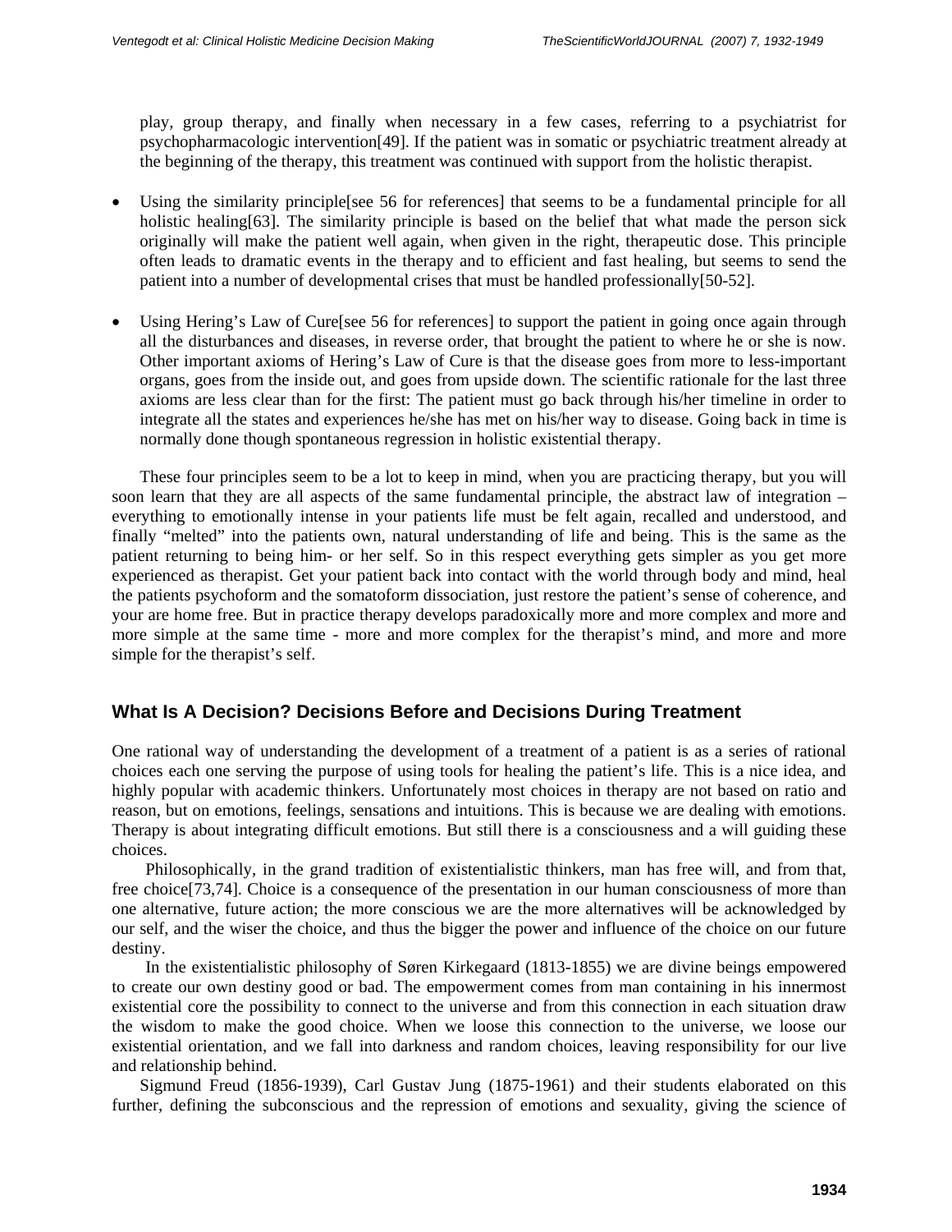play, group therapy, and finally when necessary in a few cases, referring to a psychiatrist for psychopharmacologic intervention[49]. If the patient was in somatic or psychiatric treatment already at the beginning of the therapy, this treatment was continued with support from the holistic therapist.

- Using the similarity principle[see 56 for references] that seems to be a fundamental principle for all holistic healing[63]. The similarity principle is based on the belief that what made the person sick originally will make the patient well again, when given in the right, therapeutic dose. This principle often leads to dramatic events in the therapy and to efficient and fast healing, but seems to send the patient into a number of developmental crises that must be handled professionally[50-52].
- Using Hering's Law of Cure[see 56 for references] to support the patient in going once again through all the disturbances and diseases, in reverse order, that brought the patient to where he or she is now. Other important axioms of Hering's Law of Cure is that the disease goes from more to less-important organs, goes from the inside out, and goes from upside down. The scientific rationale for the last three axioms are less clear than for the first: The patient must go back through his/her timeline in order to integrate all the states and experiences he/she has met on his/her way to disease. Going back in time is normally done though spontaneous regression in holistic existential therapy.

These four principles seem to be a lot to keep in mind, when you are practicing therapy, but you will soon learn that they are all aspects of the same fundamental principle, the abstract law of integration – everything to emotionally intense in your patients life must be felt again, recalled and understood, and finally "melted" into the patients own, natural understanding of life and being. This is the same as the patient returning to being him- or her self. So in this respect everything gets simpler as you get more experienced as therapist. Get your patient back into contact with the world through body and mind, heal the patients psychoform and the somatoform dissociation, just restore the patient's sense of coherence, and your are home free. But in practice therapy develops paradoxically more and more complex and more and more simple at the same time - more and more complex for the therapist's mind, and more and more simple for the therapist's self.

## What Is A Decision? Decisions Before and Decisions During Treatment

One rational way of understanding the development of a treatment of a patient is as a series of rational choices each one serving the purpose of using tools for healing the patient's life. This is a nice idea, and highly popular with academic thinkers. Unfortunately most choices in therapy are not based on ratio and reason, but on emotions, feelings, sensations and intuitions. This is because we are dealing with emotions. Therapy is about integrating difficult emotions. But still there is a consciousness and a will guiding these choices.

Philosophically, in the grand tradition of existentialistic thinkers, man has free will, and from that, free choice[73,74]. Choice is a consequence of the presentation in our human consciousness of more than one alternative, future action; the more conscious we are the more alternatives will be acknowledged by our self, and the wiser the choice, and thus the bigger the power and influence of the choice on our future destiny.

In the existentialistic philosophy of Søren Kirkegaard (1813-1855) we are divine beings empowered to create our own destiny good or bad. The empowerment comes from man containing in his innermost existential core the possibility to connect to the universe and from this connection in each situation draw the wisdom to make the good choice. When we loose this connection to the universe, we loose our existential orientation, and we fall into darkness and random choices, leaving responsibility for our live and relationship behind.

Sigmund Freud (1856-1939), Carl Gustav Jung (1875-1961) and their students elaborated on this further, defining the subconscious and the repression of emotions and sexuality, giving the science of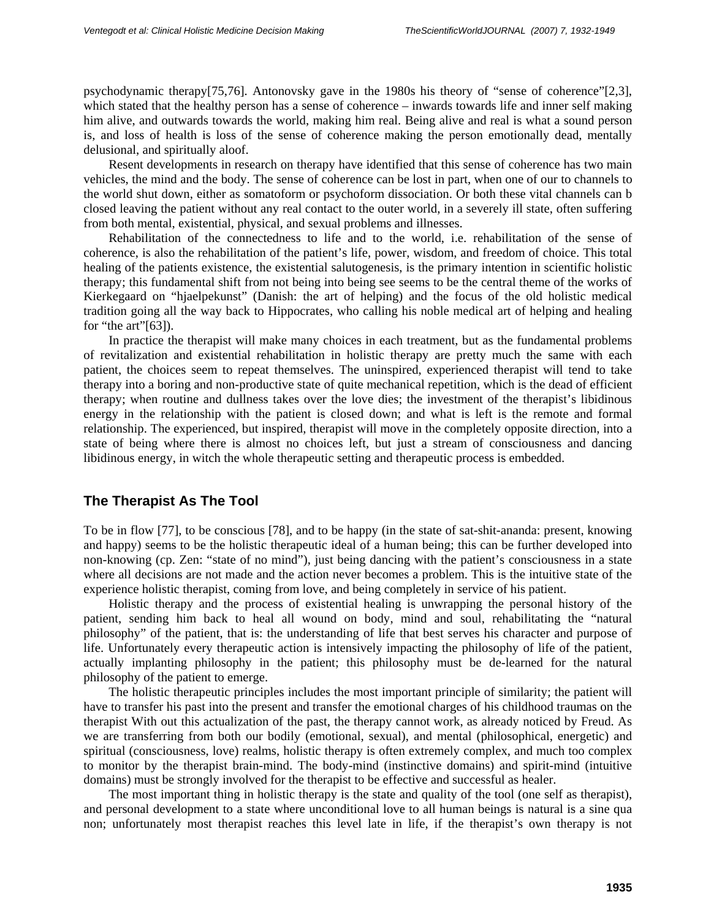psychodynamic therapy[75,76]. Antonovsky gave in the 1980s his theory of "sense of coherence"[2,3], which stated that the healthy person has a sense of coherence – inwards towards life and inner self making him alive, and outwards towards the world, making him real. Being alive and real is what a sound person is, and loss of health is loss of the sense of coherence making the person emotionally dead, mentally delusional, and spiritually aloof.

Resent developments in research on therapy have identified that this sense of coherence has two main vehicles, the mind and the body. The sense of coherence can be lost in part, when one of our to channels to the world shut down, either as somatoform or psychoform dissociation. Or both these vital channels can b closed leaving the patient without any real contact to the outer world, in a severely ill state, often suffering from both mental, existential, physical, and sexual problems and illnesses.

Rehabilitation of the connectedness to life and to the world, i.e. rehabilitation of the sense of coherence, is also the rehabilitation of the patient's life, power, wisdom, and freedom of choice. This total healing of the patients existence, the existential salutogenesis, is the primary intention in scientific holistic therapy; this fundamental shift from not being into being see seems to be the central theme of the works of Kierkegaard on "hjaelpekunst" (Danish: the art of helping) and the focus of the old holistic medical tradition going all the way back to Hippocrates, who calling his noble medical art of helping and healing for "the art"[63]).

In practice the therapist will make many choices in each treatment, but as the fundamental problems of revitalization and existential rehabilitation in holistic therapy are pretty much the same with each patient, the choices seem to repeat themselves. The uninspired, experienced therapist will tend to take therapy into a boring and non-productive state of quite mechanical repetition, which is the dead of efficient therapy; when routine and dullness takes over the love dies; the investment of the therapist's libidinous energy in the relationship with the patient is closed down; and what is left is the remote and formal relationship. The experienced, but inspired, therapist will move in the completely opposite direction, into a state of being where there is almost no choices left, but just a stream of consciousness and dancing libidinous energy, in witch the whole therapeutic setting and therapeutic process is embedded.

## The Therapist As The Tool

To be in flow [77], to be conscious [78], and to be happy (in the state of sat-shit-ananda: present, knowing and happy) seems to be the holistic therapeutic ideal of a human being; this can be further developed into non-knowing (cp. Zen: "state of no mind"), just being dancing with the patient's consciousness in a state where all decisions are not made and the action never becomes a problem. This is the intuitive state of the experience holistic therapist, coming from love, and being completely in service of his patient.

Holistic therapy and the process of existential healing is unwrapping the personal history of the patient, sending him back to heal all wound on body, mind and soul, rehabilitating the "natural philosophy" of the patient, that is: the understanding of life that best serves his character and purpose of life. Unfortunately every therapeutic action is intensively impacting the philosophy of life of the patient, actually implanting philosophy in the patient; this philosophy must be de-learned for the natural philosophy of the patient to emerge.

The holistic therapeutic principles includes the most important principle of similarity; the patient will have to transfer his past into the present and transfer the emotional charges of his childhood traumas on the therapist With out this actualization of the past, the therapy cannot work, as already noticed by Freud. As we are transferring from both our bodily (emotional, sexual), and mental (philosophical, energetic) and spiritual (consciousness, love) realms, holistic therapy is often extremely complex, and much too complex to monitor by the therapist brain-mind. The body-mind (instinctive domains) and spirit-mind (intuitive domains) must be strongly involved for the therapist to be effective and successful as healer.

The most important thing in holistic therapy is the state and quality of the tool (one self as therapist), and personal development to a state where unconditional love to all human beings is natural is a sine qua non; unfortunately most therapist reaches this level late in life, if the therapist's own therapy is not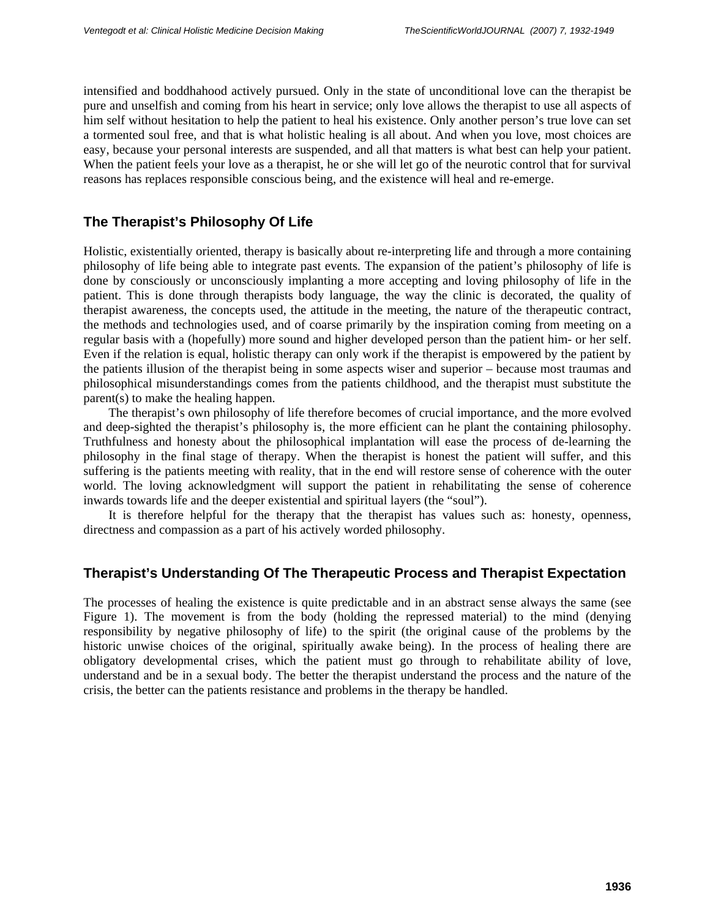intensified and boddhahood actively pursued. Only in the state of unconditional love can the therapist be pure and unselfish and coming from his heart in service; only love allows the therapist to use all aspects of him self without hesitation to help the patient to heal his existence. Only another person's true love can set a tormented soul free, and that is what holistic healing is all about. And when you love, most choices are easy, because your personal interests are suspended, and all that matters is what best can help your patient. When the patient feels your love as a therapist, he or she will let go of the neurotic control that for survival reasons has replaces responsible conscious being, and the existence will heal and re-emerge.

## The Therapist's Philosophy Of Life

Holistic, existentially oriented, therapy is basically about re-interpreting life and through a more containing philosophy of life being able to integrate past events. The expansion of the patient's philosophy of life is done by consciously or unconsciously implanting a more accepting and loving philosophy of life in the patient. This is done through therapists body language, the way the clinic is decorated, the quality of therapist awareness, the concepts used, the attitude in the meeting, the nature of the therapeutic contract, the methods and technologies used, and of coarse primarily by the inspiration coming from meeting on a regular basis with a (hopefully) more sound and higher developed person than the patient him- or her self. Even if the relation is equal, holistic therapy can only work if the therapist is empowered by the patient by the patients illusion of the therapist being in some aspects wiser and superior – because most traumas and philosophical misunderstandings comes from the patients childhood, and the therapist must substitute the parent(s) to make the healing happen.

The therapist's own philosophy of life therefore becomes of crucial importance, and the more evolved and deep-sighted the therapist's philosophy is, the more efficient can he plant the containing philosophy. Truthfulness and honesty about the philosophical implantation will ease the process of de-learning the philosophy in the final stage of therapy. When the therapist is honest the patient will suffer, and this suffering is the patients meeting with reality, that in the end will restore sense of coherence with the outer world. The loving acknowledgment will support the patient in rehabilitating the sense of coherence inwards towards life and the deeper existential and spiritual layers (the "soul").

It is therefore helpful for the therapy that the therapist has values such as: honesty, openness, directness and compassion as a part of his actively worded philosophy.

## Therapist's Understanding Of The Therapeutic Process and Therapist Expectation

The processes of healing the existence is quite predictable and in an abstract sense always the same (see Figure 1). The movement is from the body (holding the repressed material) to the mind (denying responsibility by negative philosophy of life) to the spirit (the original cause of the problems by the historic unwise choices of the original, spiritually awake being). In the process of healing there are obligatory developmental crises, which the patient must go through to rehabilitate ability of love, understand and be in a sexual body. The better the therapist understand the process and the nature of the crisis, the better can the patients resistance and problems in the therapy be handled.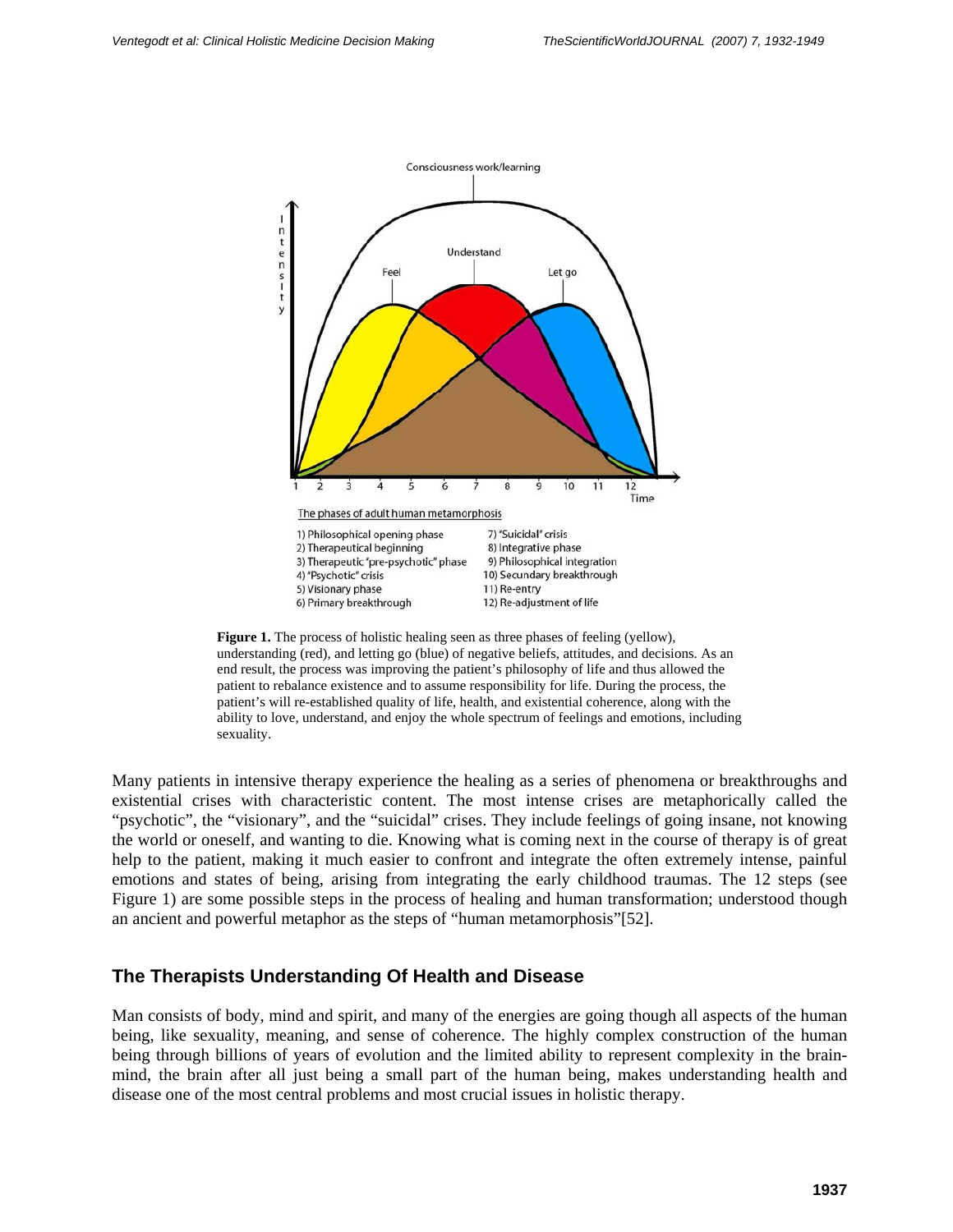Consciousness work/learning

Feel

Understand

Let go

Intensity

Time

The phases of adult human metamorphosis

1) Philosophical opening phase
2) Therapeutical beginning
3) Therapeutic "pre-psychotic" phase
4) "Psychotic" crisis
5) Visionary phase
6) Primary breakthrough
7) "Suicidal" crisis
8) Integrative phase
9) Philosophical integration
10) Secundary breakthrough
11) Re-entry
12) Re-adjustment of life

**Figure 1.** The process of holistic healing seen as three phases of feeling (yellow), understanding (red), and letting go (blue) of negative beliefs, attitudes, and decisions. As an end result, the process was improving the patient's philosophy of life and thus allowed the patient to rebalance existence and to assume responsibility for life. During the process, the patient's will re-established quality of life, health, and existential coherence, along with the ability to love, understand, and enjoy the whole spectrum of feelings and emotions, including sexuality.

Many patients in intensive therapy experience the healing as a series of phenomena or breakthroughs and existential crises with characteristic content. The most intense crises are metaphorically called the "psychotic", the "visionary", and the "suicidal" crises. They include feelings of going insane, not knowing the world or oneself, and wanting to die. Knowing what is coming next in the course of therapy is of great help to the patient, making it much easier to confront and integrate the often extremely intense, painful emotions and states of being, arising from integrating the early childhood traumas. The 12 steps (see Figure 1) are some possible steps in the process of healing and human transformation; understood though an ancient and powerful metaphor as the steps of "human metamorphosis"[52].

## The Therapists Understanding Of Health and Disease

Man consists of body, mind and spirit, and many of the energies are going though all aspects of the human being, like sexuality, meaning, and sense of coherence. The highly complex construction of the human being through billions of years of evolution and the limited ability to represent complexity in the brain-mind, the brain after all just being a small part of the human being, makes understanding health and disease one of the most central problems and most crucial issues in holistic therapy.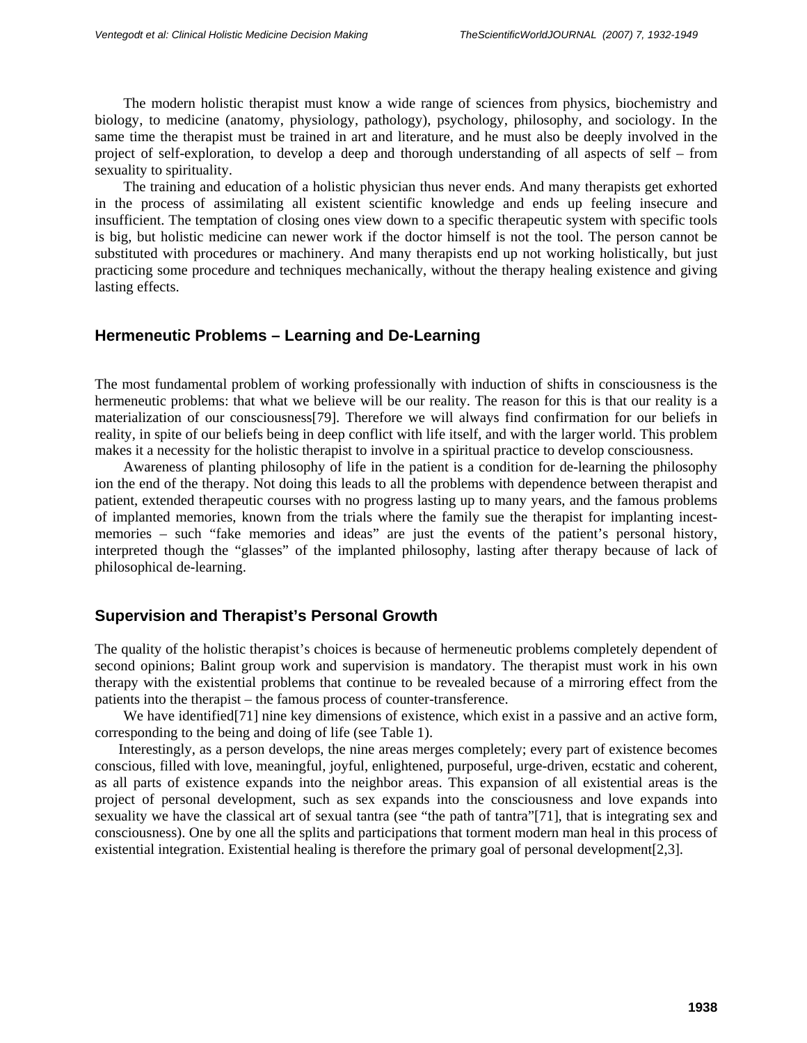The modern holistic therapist must know a wide range of sciences from physics, biochemistry and biology, to medicine (anatomy, physiology, pathology), psychology, philosophy, and sociology. In the same time the therapist must be trained in art and literature, and he must also be deeply involved in the project of self-exploration, to develop a deep and thorough understanding of all aspects of self – from sexuality to spirituality.

The training and education of a holistic physician thus never ends. And many therapists get exhorted in the process of assimilating all existent scientific knowledge and ends up feeling insecure and insufficient. The temptation of closing ones view down to a specific therapeutic system with specific tools is big, but holistic medicine can newer work if the doctor himself is not the tool. The person cannot be substituted with procedures or machinery. And many therapists end up not working holistically, but just practicing some procedure and techniques mechanically, without the therapy healing existence and giving lasting effects.

## Hermeneutic Problems – Learning and De-Learning

The most fundamental problem of working professionally with induction of shifts in consciousness is the hermeneutic problems: that what we believe will be our reality. The reason for this is that our reality is a materialization of our consciousness[79]. Therefore we will always find confirmation for our beliefs in reality, in spite of our beliefs being in deep conflict with life itself, and with the larger world. This problem makes it a necessity for the holistic therapist to involve in a spiritual practice to develop consciousness.

Awareness of planting philosophy of life in the patient is a condition for de-learning the philosophy ion the end of the therapy. Not doing this leads to all the problems with dependence between therapist and patient, extended therapeutic courses with no progress lasting up to many years, and the famous problems of implanted memories, known from the trials where the family sue the therapist for implanting incest-memories – such “fake memories and ideas” are just the events of the patient’s personal history, interpreted though the “glasses” of the implanted philosophy, lasting after therapy because of lack of philosophical de-learning.

## Supervision and Therapist’s Personal Growth

The quality of the holistic therapist’s choices is because of hermeneutic problems completely dependent of second opinions; Balint group work and supervision is mandatory. The therapist must work in his own therapy with the existential problems that continue to be revealed because of a mirroring effect from the patients into the therapist – the famous process of counter-transference.

We have identified[71] nine key dimensions of existence, which exist in a passive and an active form, corresponding to the being and doing of life (see Table 1).

Interestingly, as a person develops, the nine areas merges completely; every part of existence becomes conscious, filled with love, meaningful, joyful, enlightened, purposeful, urge-driven, ecstatic and coherent, as all parts of existence expands into the neighbor areas. This expansion of all existential areas is the project of personal development, such as sex expands into the consciousness and love expands into sexuality we have the classical art of sexual tantra (see “the path of tantra”[71], that is integrating sex and consciousness). One by one all the splits and participations that torment modern man heal in this process of existential integration. Existential healing is therefore the primary goal of personal development[2,3].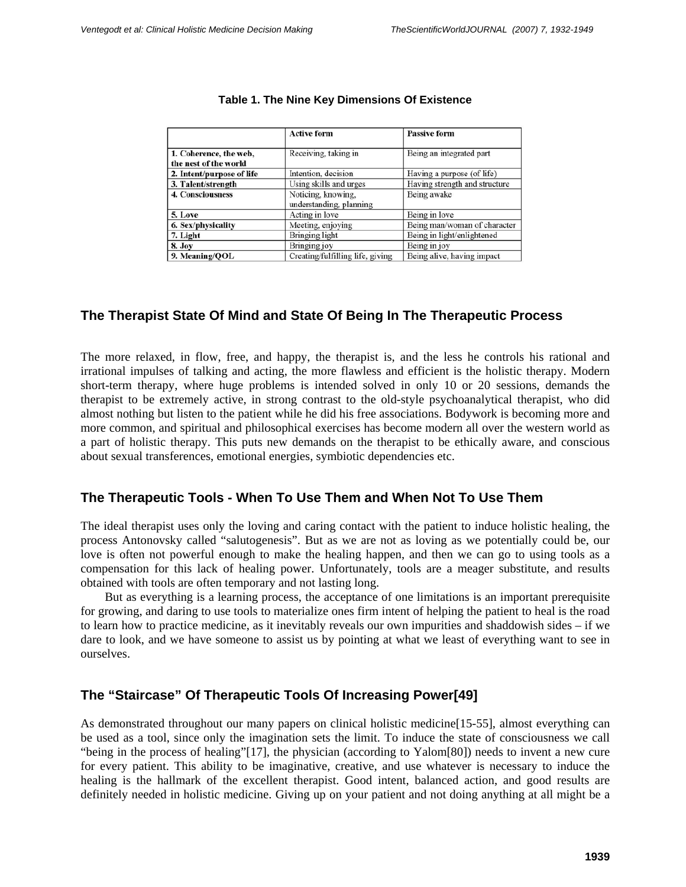**Table 1. The Nine Key Dimensions Of Existence**

| | **Active form** | **Passive form** |
|---|---|---|
| **1. Coherence, the web, the nest of the world** | Receiving, taking in | Being an integrated part |
| **2. Intent/purpose of life** | Intention, decision | Having a purpose (of life) |
| **3. Talent/strength** | Using skills and urges | Having strength and structure |
| **4. Consciousness** | Noticing, knowing, understanding, planning | Being awake |
| **5. Love** | Acting in love | Being in love |
| **6. Sex/physicality** | Meeting, enjoying | Being man/woman of character |
| **7. Light** | Bringing light | Being in light/enlightened |
| **8. Joy** | Bringing joy | Being in joy |
| **9. Meaning/QOL** | Creating/fulfilling life, giving | Being alive, having impact |

## The Therapist State Of Mind and State Of Being In The Therapeutic Process

The more relaxed, in flow, free, and happy, the therapist is, and the less he controls his rational and irrational impulses of talking and acting, the more flawless and efficient is the holistic therapy. Modern short-term therapy, where huge problems is intended solved in only 10 or 20 sessions, demands the therapist to be extremely active, in strong contrast to the old-style psychoanalytical therapist, who did almost nothing but listen to the patient while he did his free associations. Bodywork is becoming more and more common, and spiritual and philosophical exercises has become modern all over the western world as a part of holistic therapy. This puts new demands on the therapist to be ethically aware, and conscious about sexual transferences, emotional energies, symbiotic dependencies etc.

## The Therapeutic Tools - When To Use Them and When Not To Use Them

The ideal therapist uses only the loving and caring contact with the patient to induce holistic healing, the process Antonovsky called "salutogenesis". But as we are not as loving as we potentially could be, our love is often not powerful enough to make the healing happen, and then we can go to using tools as a compensation for this lack of healing power. Unfortunately, tools are a meager substitute, and results obtained with tools are often temporary and not lasting long.

But as everything is a learning process, the acceptance of one limitations is an important prerequisite for growing, and daring to use tools to materialize ones firm intent of helping the patient to heal is the road to learn how to practice medicine, as it inevitably reveals our own impurities and shaddowish sides – if we dare to look, and we have someone to assist us by pointing at what we least of everything want to see in ourselves.

## The "Staircase" Of Therapeutic Tools Of Increasing Power[49]

As demonstrated throughout our many papers on clinical holistic medicine[15-55], almost everything can be used as a tool, since only the imagination sets the limit. To induce the state of consciousness we call "being in the process of healing"[17], the physician (according to Yalom[80]) needs to invent a new cure for every patient. This ability to be imaginative, creative, and use whatever is necessary to induce the healing is the hallmark of the excellent therapist. Good intent, balanced action, and good results are definitely needed in holistic medicine. Giving up on your patient and not doing anything at all might be a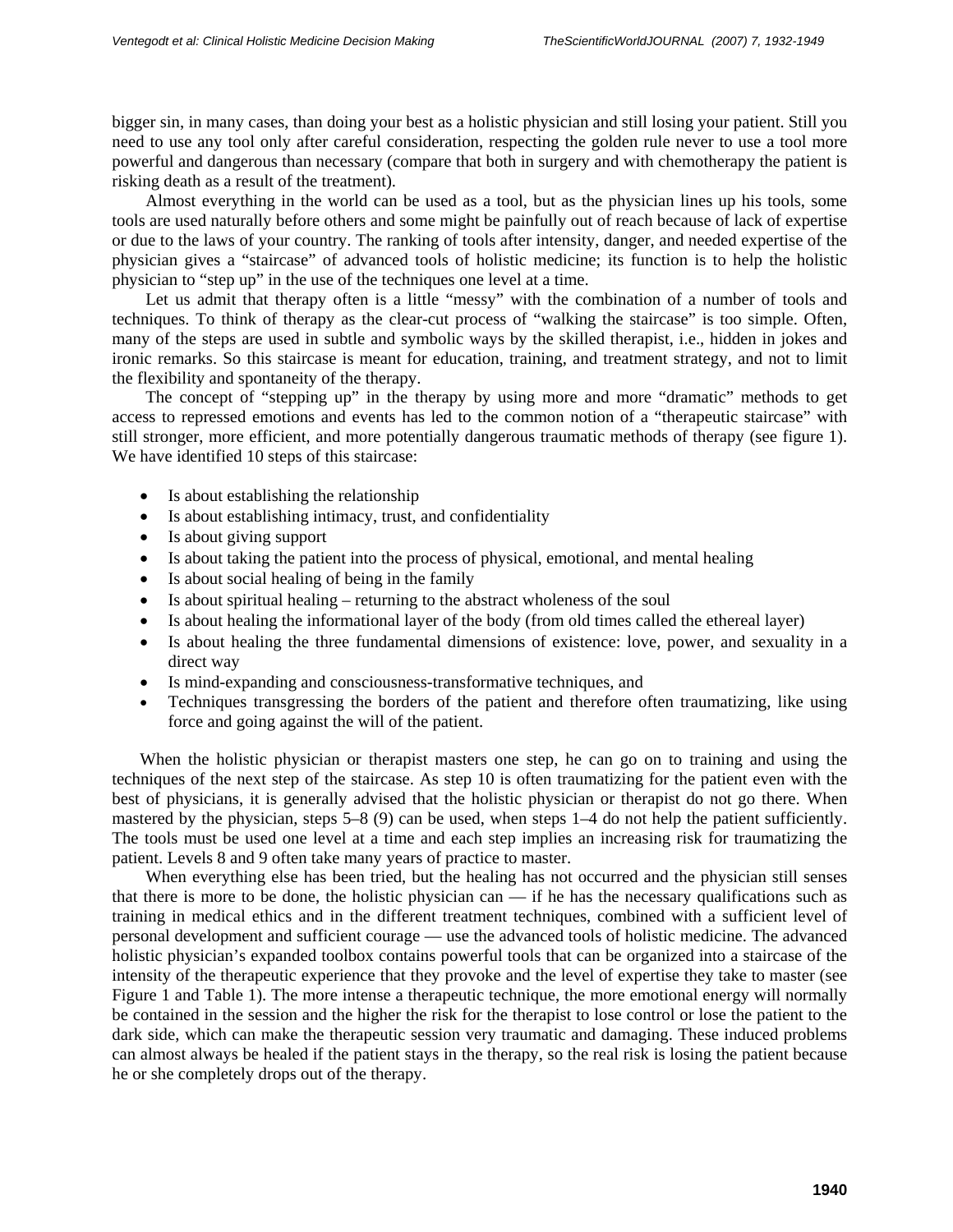bigger sin, in many cases, than doing your best as a holistic physician and still losing your patient. Still you need to use any tool only after careful consideration, respecting the golden rule never to use a tool more powerful and dangerous than necessary (compare that both in surgery and with chemotherapy the patient is risking death as a result of the treatment).

Almost everything in the world can be used as a tool, but as the physician lines up his tools, some tools are used naturally before others and some might be painfully out of reach because of lack of expertise or due to the laws of your country. The ranking of tools after intensity, danger, and needed expertise of the physician gives a "staircase" of advanced tools of holistic medicine; its function is to help the holistic physician to "step up" in the use of the techniques one level at a time.

Let us admit that therapy often is a little "messy" with the combination of a number of tools and techniques. To think of therapy as the clear-cut process of "walking the staircase" is too simple. Often, many of the steps are used in subtle and symbolic ways by the skilled therapist, i.e., hidden in jokes and ironic remarks. So this staircase is meant for education, training, and treatment strategy, and not to limit the flexibility and spontaneity of the therapy.

The concept of "stepping up" in the therapy by using more and more "dramatic" methods to get access to repressed emotions and events has led to the common notion of a "therapeutic staircase" with still stronger, more efficient, and more potentially dangerous traumatic methods of therapy (see figure 1). We have identified 10 steps of this staircase:

- Is about establishing the relationship
- Is about establishing intimacy, trust, and confidentiality
- Is about giving support
- Is about taking the patient into the process of physical, emotional, and mental healing
- Is about social healing of being in the family
- Is about spiritual healing – returning to the abstract wholeness of the soul
- Is about healing the informational layer of the body (from old times called the ethereal layer)
- Is about healing the three fundamental dimensions of existence: love, power, and sexuality in a direct way
- Is mind-expanding and consciousness-transformative techniques, and
- Techniques transgressing the borders of the patient and therefore often traumatizing, like using force and going against the will of the patient.

When the holistic physician or therapist masters one step, he can go on to training and using the techniques of the next step of the staircase. As step 10 is often traumatizing for the patient even with the best of physicians, it is generally advised that the holistic physician or therapist do not go there. When mastered by the physician, steps 5–8 (9) can be used, when steps 1–4 do not help the patient sufficiently. The tools must be used one level at a time and each step implies an increasing risk for traumatizing the patient. Levels 8 and 9 often take many years of practice to master.

When everything else has been tried, but the healing has not occurred and the physician still senses that there is more to be done, the holistic physician can — if he has the necessary qualifications such as training in medical ethics and in the different treatment techniques, combined with a sufficient level of personal development and sufficient courage — use the advanced tools of holistic medicine. The advanced holistic physician's expanded toolbox contains powerful tools that can be organized into a staircase of the intensity of the therapeutic experience that they provoke and the level of expertise they take to master (see Figure 1 and Table 1). The more intense a therapeutic technique, the more emotional energy will normally be contained in the session and the higher the risk for the therapist to lose control or lose the patient to the dark side, which can make the therapeutic session very traumatic and damaging. These induced problems can almost always be healed if the patient stays in the therapy, so the real risk is losing the patient because he or she completely drops out of the therapy.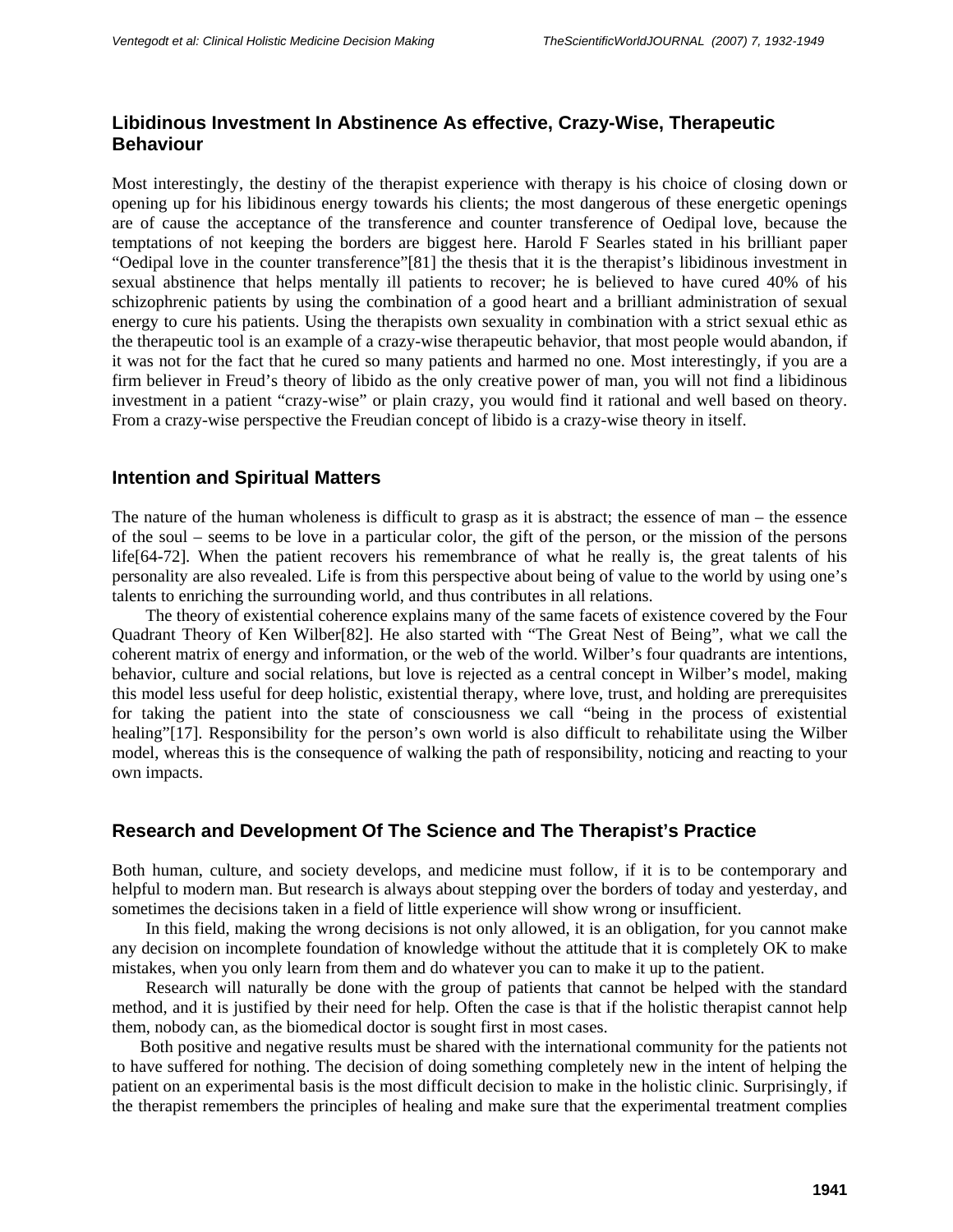## Libidinous Investment In Abstinence As effective, Crazy-Wise, Therapeutic Behaviour

Most interestingly, the destiny of the therapist experience with therapy is his choice of closing down or opening up for his libidinous energy towards his clients; the most dangerous of these energetic openings are of cause the acceptance of the transference and counter transference of Oedipal love, because the temptations of not keeping the borders are biggest here. Harold F Searles stated in his brilliant paper "Oedipal love in the counter transference"[81] the thesis that it is the therapist's libidinous investment in sexual abstinence that helps mentally ill patients to recover; he is believed to have cured 40% of his schizophrenic patients by using the combination of a good heart and a brilliant administration of sexual energy to cure his patients. Using the therapists own sexuality in combination with a strict sexual ethic as the therapeutic tool is an example of a crazy-wise therapeutic behavior, that most people would abandon, if it was not for the fact that he cured so many patients and harmed no one. Most interestingly, if you are a firm believer in Freud's theory of libido as the only creative power of man, you will not find a libidinous investment in a patient "crazy-wise" or plain crazy, you would find it rational and well based on theory. From a crazy-wise perspective the Freudian concept of libido is a crazy-wise theory in itself.

## Intention and Spiritual Matters

The nature of the human wholeness is difficult to grasp as it is abstract; the essence of man – the essence of the soul – seems to be love in a particular color, the gift of the person, or the mission of the persons life[64-72]. When the patient recovers his remembrance of what he really is, the great talents of his personality are also revealed. Life is from this perspective about being of value to the world by using one's talents to enriching the surrounding world, and thus contributes in all relations.

The theory of existential coherence explains many of the same facets of existence covered by the Four Quadrant Theory of Ken Wilber[82]. He also started with "The Great Nest of Being", what we call the coherent matrix of energy and information, or the web of the world. Wilber's four quadrants are intentions, behavior, culture and social relations, but love is rejected as a central concept in Wilber's model, making this model less useful for deep holistic, existential therapy, where love, trust, and holding are prerequisites for taking the patient into the state of consciousness we call "being in the process of existential healing"[17]. Responsibility for the person's own world is also difficult to rehabilitate using the Wilber model, whereas this is the consequence of walking the path of responsibility, noticing and reacting to your own impacts.

## Research and Development Of The Science and The Therapist's Practice

Both human, culture, and society develops, and medicine must follow, if it is to be contemporary and helpful to modern man. But research is always about stepping over the borders of today and yesterday, and sometimes the decisions taken in a field of little experience will show wrong or insufficient.

In this field, making the wrong decisions is not only allowed, it is an obligation, for you cannot make any decision on incomplete foundation of knowledge without the attitude that it is completely OK to make mistakes, when you only learn from them and do whatever you can to make it up to the patient.

Research will naturally be done with the group of patients that cannot be helped with the standard method, and it is justified by their need for help. Often the case is that if the holistic therapist cannot help them, nobody can, as the biomedical doctor is sought first in most cases.

Both positive and negative results must be shared with the international community for the patients not to have suffered for nothing. The decision of doing something completely new in the intent of helping the patient on an experimental basis is the most difficult decision to make in the holistic clinic. Surprisingly, if the therapist remembers the principles of healing and make sure that the experimental treatment complies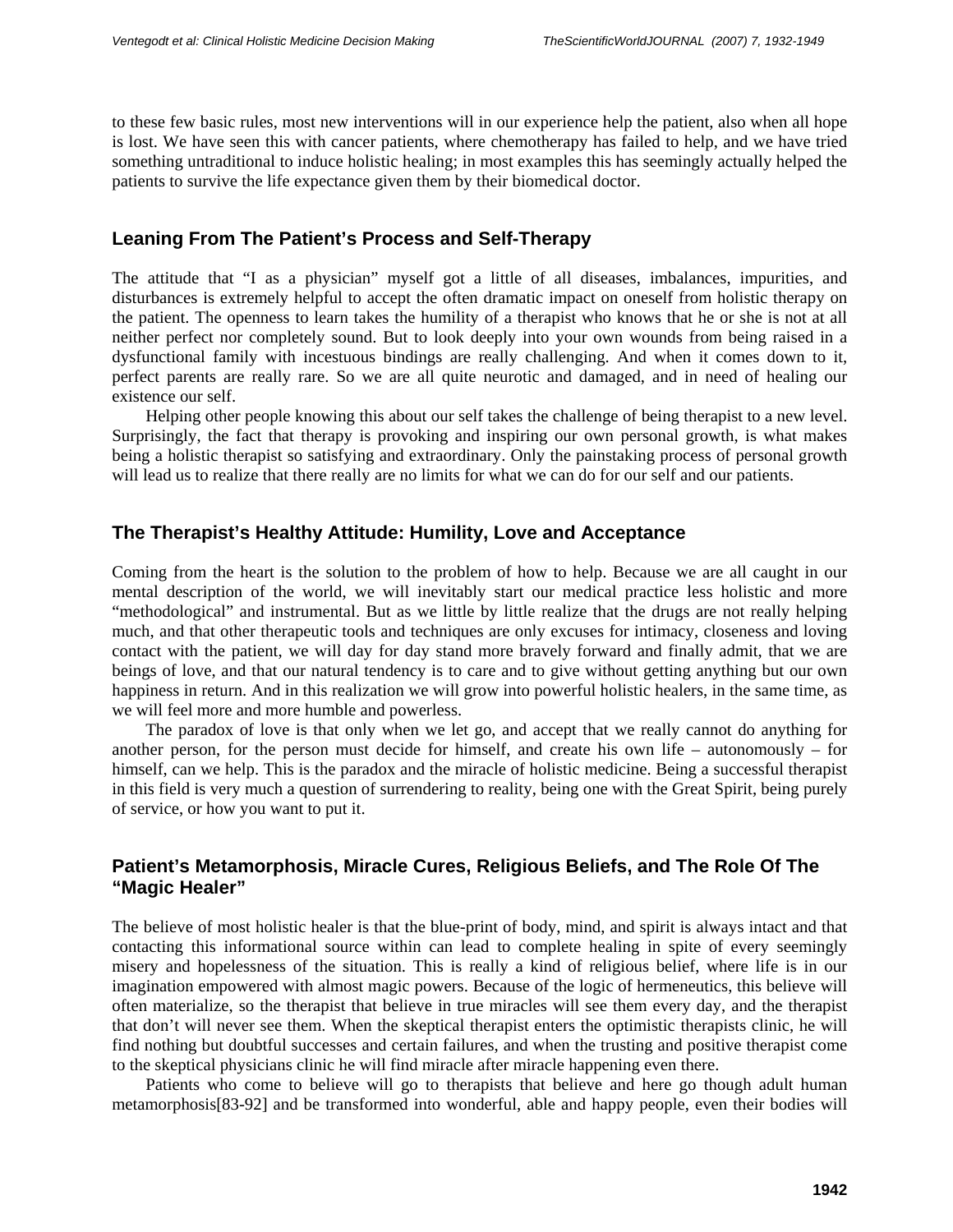to these few basic rules, most new interventions will in our experience help the patient, also when all hope is lost. We have seen this with cancer patients, where chemotherapy has failed to help, and we have tried something untraditional to induce holistic healing; in most examples this has seemingly actually helped the patients to survive the life expectance given them by their biomedical doctor.

## Leaning From The Patient's Process and Self-Therapy

The attitude that "I as a physician" myself got a little of all diseases, imbalances, impurities, and disturbances is extremely helpful to accept the often dramatic impact on oneself from holistic therapy on the patient. The openness to learn takes the humility of a therapist who knows that he or she is not at all neither perfect nor completely sound. But to look deeply into your own wounds from being raised in a dysfunctional family with incestuous bindings are really challenging. And when it comes down to it, perfect parents are really rare. So we are all quite neurotic and damaged, and in need of healing our existence our self.

Helping other people knowing this about our self takes the challenge of being therapist to a new level. Surprisingly, the fact that therapy is provoking and inspiring our own personal growth, is what makes being a holistic therapist so satisfying and extraordinary. Only the painstaking process of personal growth will lead us to realize that there really are no limits for what we can do for our self and our patients.

## The Therapist's Healthy Attitude: Humility, Love and Acceptance

Coming from the heart is the solution to the problem of how to help. Because we are all caught in our mental description of the world, we will inevitably start our medical practice less holistic and more "methodological" and instrumental. But as we little by little realize that the drugs are not really helping much, and that other therapeutic tools and techniques are only excuses for intimacy, closeness and loving contact with the patient, we will day for day stand more bravely forward and finally admit, that we are beings of love, and that our natural tendency is to care and to give without getting anything but our own happiness in return. And in this realization we will grow into powerful holistic healers, in the same time, as we will feel more and more humble and powerless.

The paradox of love is that only when we let go, and accept that we really cannot do anything for another person, for the person must decide for himself, and create his own life – autonomously – for himself, can we help. This is the paradox and the miracle of holistic medicine. Being a successful therapist in this field is very much a question of surrendering to reality, being one with the Great Spirit, being purely of service, or how you want to put it.

## Patient's Metamorphosis, Miracle Cures, Religious Beliefs, and The Role Of The "Magic Healer"

The believe of most holistic healer is that the blue-print of body, mind, and spirit is always intact and that contacting this informational source within can lead to complete healing in spite of every seemingly misery and hopelessness of the situation. This is really a kind of religious belief, where life is in our imagination empowered with almost magic powers. Because of the logic of hermeneutics, this believe will often materialize, so the therapist that believe in true miracles will see them every day, and the therapist that don't will never see them. When the skeptical therapist enters the optimistic therapists clinic, he will find nothing but doubtful successes and certain failures, and when the trusting and positive therapist come to the skeptical physicians clinic he will find miracle after miracle happening even there.

Patients who come to believe will go to therapists that believe and here go though adult human metamorphosis[83-92] and be transformed into wonderful, able and happy people, even their bodies will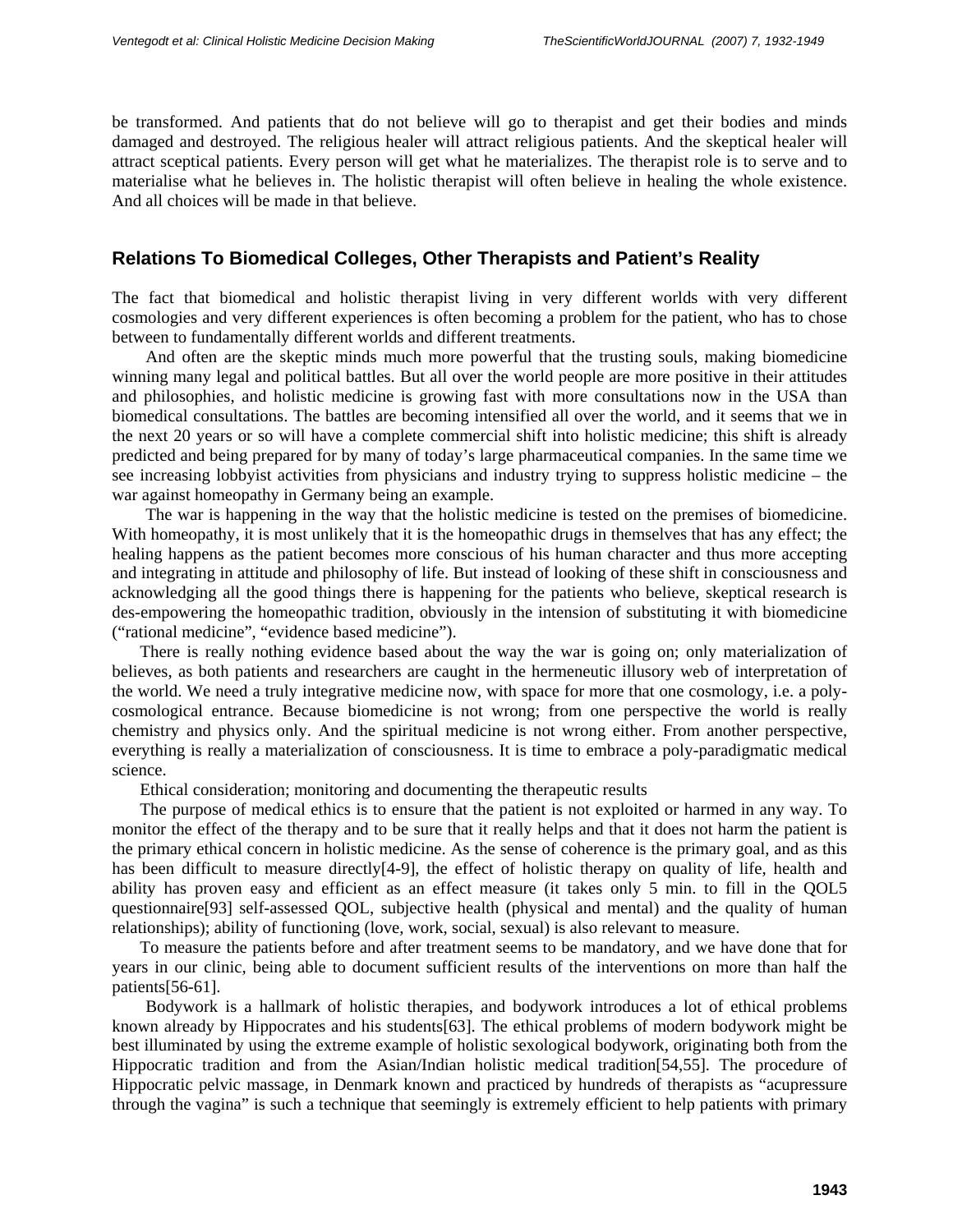be transformed. And patients that do not believe will go to therapist and get their bodies and minds damaged and destroyed. The religious healer will attract religious patients. And the skeptical healer will attract sceptical patients. Every person will get what he materializes. The therapist role is to serve and to materialise what he believes in. The holistic therapist will often believe in healing the whole existence. And all choices will be made in that believe.

## Relations To Biomedical Colleges, Other Therapists and Patient's Reality

The fact that biomedical and holistic therapist living in very different worlds with very different cosmologies and very different experiences is often becoming a problem for the patient, who has to chose between to fundamentally different worlds and different treatments.

And often are the skeptic minds much more powerful that the trusting souls, making biomedicine winning many legal and political battles. But all over the world people are more positive in their attitudes and philosophies, and holistic medicine is growing fast with more consultations now in the USA than biomedical consultations. The battles are becoming intensified all over the world, and it seems that we in the next 20 years or so will have a complete commercial shift into holistic medicine; this shift is already predicted and being prepared for by many of today's large pharmaceutical companies. In the same time we see increasing lobbyist activities from physicians and industry trying to suppress holistic medicine – the war against homeopathy in Germany being an example.

The war is happening in the way that the holistic medicine is tested on the premises of biomedicine. With homeopathy, it is most unlikely that it is the homeopathic drugs in themselves that has any effect; the healing happens as the patient becomes more conscious of his human character and thus more accepting and integrating in attitude and philosophy of life. But instead of looking of these shift in consciousness and acknowledging all the good things there is happening for the patients who believe, skeptical research is des-empowering the homeopathic tradition, obviously in the intension of substituting it with biomedicine ("rational medicine", "evidence based medicine").

There is really nothing evidence based about the way the war is going on; only materialization of believes, as both patients and researchers are caught in the hermeneutic illusory web of interpretation of the world. We need a truly integrative medicine now, with space for more that one cosmology, i.e. a poly-cosmological entrance. Because biomedicine is not wrong; from one perspective the world is really chemistry and physics only. And the spiritual medicine is not wrong either. From another perspective, everything is really a materialization of consciousness. It is time to embrace a poly-paradigmatic medical science.

Ethical consideration; monitoring and documenting the therapeutic results

The purpose of medical ethics is to ensure that the patient is not exploited or harmed in any way. To monitor the effect of the therapy and to be sure that it really helps and that it does not harm the patient is the primary ethical concern in holistic medicine. As the sense of coherence is the primary goal, and as this has been difficult to measure directly[4-9], the effect of holistic therapy on quality of life, health and ability has proven easy and efficient as an effect measure (it takes only 5 min. to fill in the QOL5 questionnaire[93] self-assessed QOL, subjective health (physical and mental) and the quality of human relationships); ability of functioning (love, work, social, sexual) is also relevant to measure.

To measure the patients before and after treatment seems to be mandatory, and we have done that for years in our clinic, being able to document sufficient results of the interventions on more than half the patients[56-61].

Bodywork is a hallmark of holistic therapies, and bodywork introduces a lot of ethical problems known already by Hippocrates and his students[63]. The ethical problems of modern bodywork might be best illuminated by using the extreme example of holistic sexological bodywork, originating both from the Hippocratic tradition and from the Asian/Indian holistic medical tradition[54,55]. The procedure of Hippocratic pelvic massage, in Denmark known and practiced by hundreds of therapists as "acupressure through the vagina" is such a technique that seemingly is extremely efficient to help patients with primary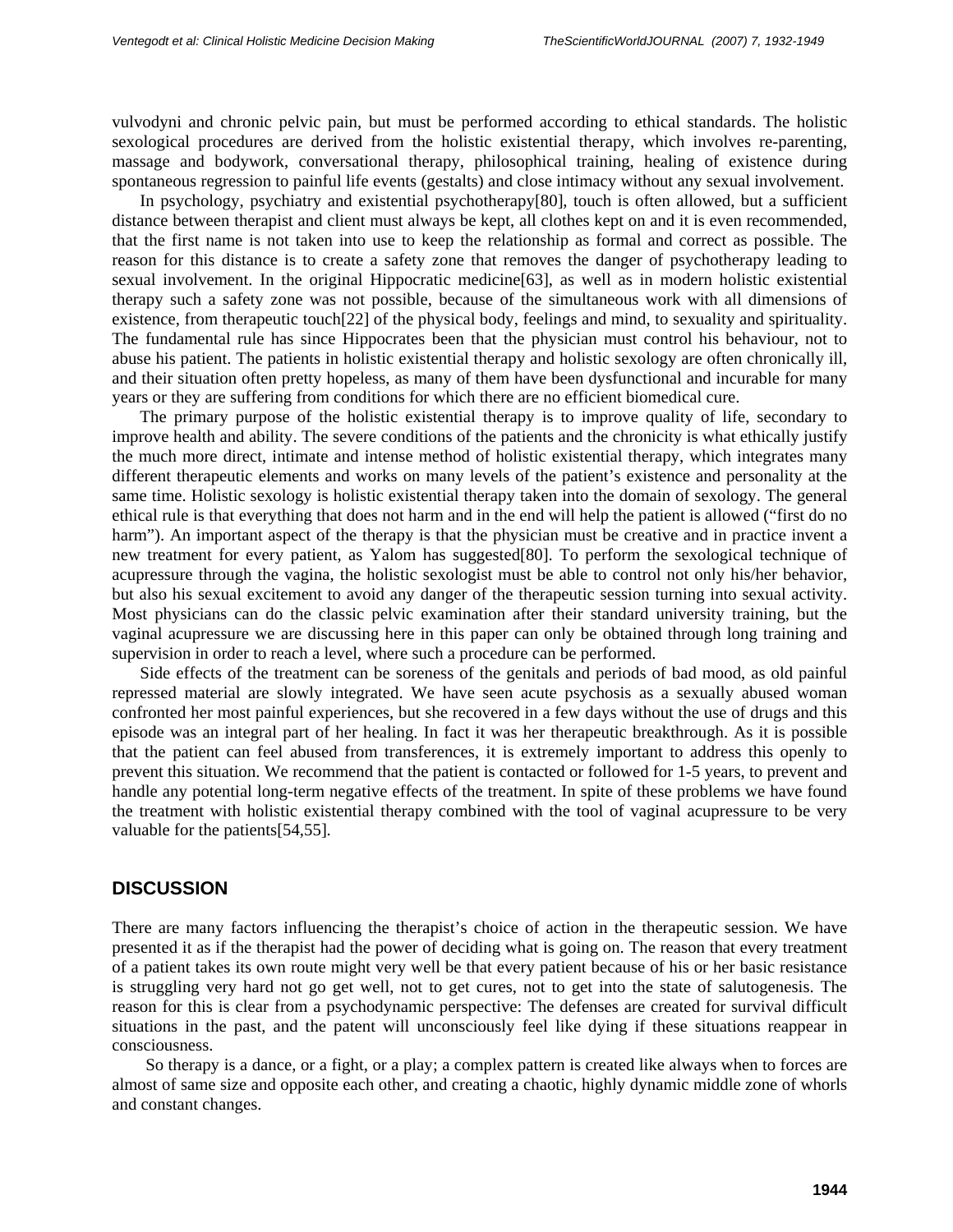vulvodyni and chronic pelvic pain, but must be performed according to ethical standards. The holistic sexological procedures are derived from the holistic existential therapy, which involves re-parenting, massage and bodywork, conversational therapy, philosophical training, healing of existence during spontaneous regression to painful life events (gestalts) and close intimacy without any sexual involvement.

In psychology, psychiatry and existential psychotherapy[80], touch is often allowed, but a sufficient distance between therapist and client must always be kept, all clothes kept on and it is even recommended, that the first name is not taken into use to keep the relationship as formal and correct as possible. The reason for this distance is to create a safety zone that removes the danger of psychotherapy leading to sexual involvement. In the original Hippocratic medicine[63], as well as in modern holistic existential therapy such a safety zone was not possible, because of the simultaneous work with all dimensions of existence, from therapeutic touch[22] of the physical body, feelings and mind, to sexuality and spirituality. The fundamental rule has since Hippocrates been that the physician must control his behaviour, not to abuse his patient. The patients in holistic existential therapy and holistic sexology are often chronically ill, and their situation often pretty hopeless, as many of them have been dysfunctional and incurable for many years or they are suffering from conditions for which there are no efficient biomedical cure.

The primary purpose of the holistic existential therapy is to improve quality of life, secondary to improve health and ability. The severe conditions of the patients and the chronicity is what ethically justify the much more direct, intimate and intense method of holistic existential therapy, which integrates many different therapeutic elements and works on many levels of the patient's existence and personality at the same time. Holistic sexology is holistic existential therapy taken into the domain of sexology. The general ethical rule is that everything that does not harm and in the end will help the patient is allowed ("first do no harm"). An important aspect of the therapy is that the physician must be creative and in practice invent a new treatment for every patient, as Yalom has suggested[80]. To perform the sexological technique of acupressure through the vagina, the holistic sexologist must be able to control not only his/her behavior, but also his sexual excitement to avoid any danger of the therapeutic session turning into sexual activity. Most physicians can do the classic pelvic examination after their standard university training, but the vaginal acupressure we are discussing here in this paper can only be obtained through long training and supervision in order to reach a level, where such a procedure can be performed.

Side effects of the treatment can be soreness of the genitals and periods of bad mood, as old painful repressed material are slowly integrated. We have seen acute psychosis as a sexually abused woman confronted her most painful experiences, but she recovered in a few days without the use of drugs and this episode was an integral part of her healing. In fact it was her therapeutic breakthrough. As it is possible that the patient can feel abused from transferences, it is extremely important to address this openly to prevent this situation. We recommend that the patient is contacted or followed for 1-5 years, to prevent and handle any potential long-term negative effects of the treatment. In spite of these problems we have found the treatment with holistic existential therapy combined with the tool of vaginal acupressure to be very valuable for the patients[54,55].

## DISCUSSION

There are many factors influencing the therapist's choice of action in the therapeutic session. We have presented it as if the therapist had the power of deciding what is going on. The reason that every treatment of a patient takes its own route might very well be that every patient because of his or her basic resistance is struggling very hard not go get well, not to get cures, not to get into the state of salutogenesis. The reason for this is clear from a psychodynamic perspective: The defenses are created for survival difficult situations in the past, and the patent will unconsciously feel like dying if these situations reappear in consciousness.

So therapy is a dance, or a fight, or a play; a complex pattern is created like always when to forces are almost of same size and opposite each other, and creating a chaotic, highly dynamic middle zone of whorls and constant changes.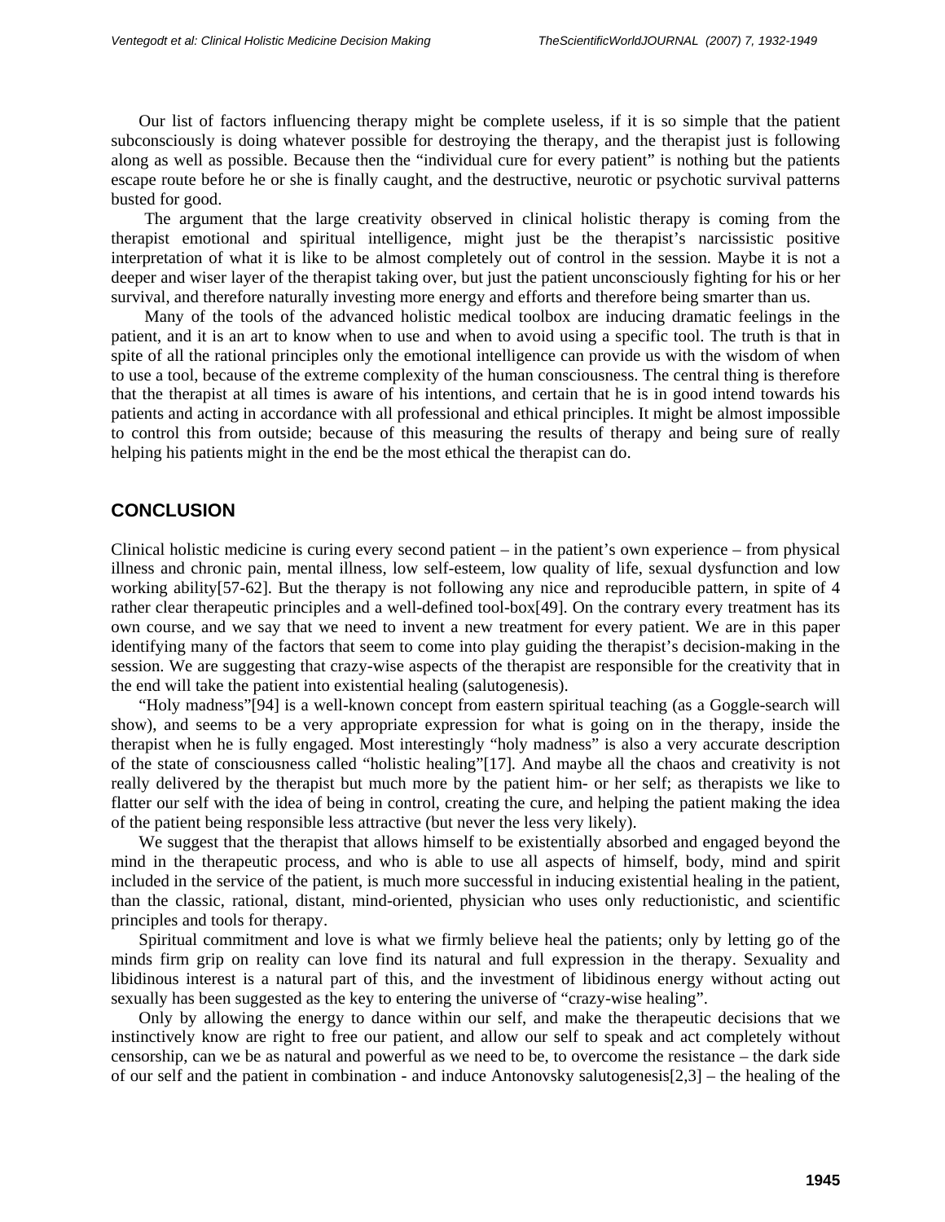Our list of factors influencing therapy might be complete useless, if it is so simple that the patient subconsciously is doing whatever possible for destroying the therapy, and the therapist just is following along as well as possible. Because then the "individual cure for every patient" is nothing but the patients escape route before he or she is finally caught, and the destructive, neurotic or psychotic survival patterns busted for good.

The argument that the large creativity observed in clinical holistic therapy is coming from the therapist emotional and spiritual intelligence, might just be the therapist's narcissistic positive interpretation of what it is like to be almost completely out of control in the session. Maybe it is not a deeper and wiser layer of the therapist taking over, but just the patient unconsciously fighting for his or her survival, and therefore naturally investing more energy and efforts and therefore being smarter than us.

Many of the tools of the advanced holistic medical toolbox are inducing dramatic feelings in the patient, and it is an art to know when to use and when to avoid using a specific tool. The truth is that in spite of all the rational principles only the emotional intelligence can provide us with the wisdom of when to use a tool, because of the extreme complexity of the human consciousness. The central thing is therefore that the therapist at all times is aware of his intentions, and certain that he is in good intend towards his patients and acting in accordance with all professional and ethical principles. It might be almost impossible to control this from outside; because of this measuring the results of therapy and being sure of really helping his patients might in the end be the most ethical the therapist can do.

## CONCLUSION

Clinical holistic medicine is curing every second patient – in the patient's own experience – from physical illness and chronic pain, mental illness, low self-esteem, low quality of life, sexual dysfunction and low working ability[57-62]. But the therapy is not following any nice and reproducible pattern, in spite of 4 rather clear therapeutic principles and a well-defined tool-box[49]. On the contrary every treatment has its own course, and we say that we need to invent a new treatment for every patient. We are in this paper identifying many of the factors that seem to come into play guiding the therapist's decision-making in the session. We are suggesting that crazy-wise aspects of the therapist are responsible for the creativity that in the end will take the patient into existential healing (salutogenesis).

"Holy madness"[94] is a well-known concept from eastern spiritual teaching (as a Goggle-search will show), and seems to be a very appropriate expression for what is going on in the therapy, inside the therapist when he is fully engaged. Most interestingly "holy madness" is also a very accurate description of the state of consciousness called "holistic healing"[17]. And maybe all the chaos and creativity is not really delivered by the therapist but much more by the patient him- or her self; as therapists we like to flatter our self with the idea of being in control, creating the cure, and helping the patient making the idea of the patient being responsible less attractive (but never the less very likely).

We suggest that the therapist that allows himself to be existentially absorbed and engaged beyond the mind in the therapeutic process, and who is able to use all aspects of himself, body, mind and spirit included in the service of the patient, is much more successful in inducing existential healing in the patient, than the classic, rational, distant, mind-oriented, physician who uses only reductionistic, and scientific principles and tools for therapy.

Spiritual commitment and love is what we firmly believe heal the patients; only by letting go of the minds firm grip on reality can love find its natural and full expression in the therapy. Sexuality and libidinous interest is a natural part of this, and the investment of libidinous energy without acting out sexually has been suggested as the key to entering the universe of "crazy-wise healing".

Only by allowing the energy to dance within our self, and make the therapeutic decisions that we instinctively know are right to free our patient, and allow our self to speak and act completely without censorship, can we be as natural and powerful as we need to be, to overcome the resistance – the dark side of our self and the patient in combination - and induce Antonovsky salutogenesis[2,3] – the healing of the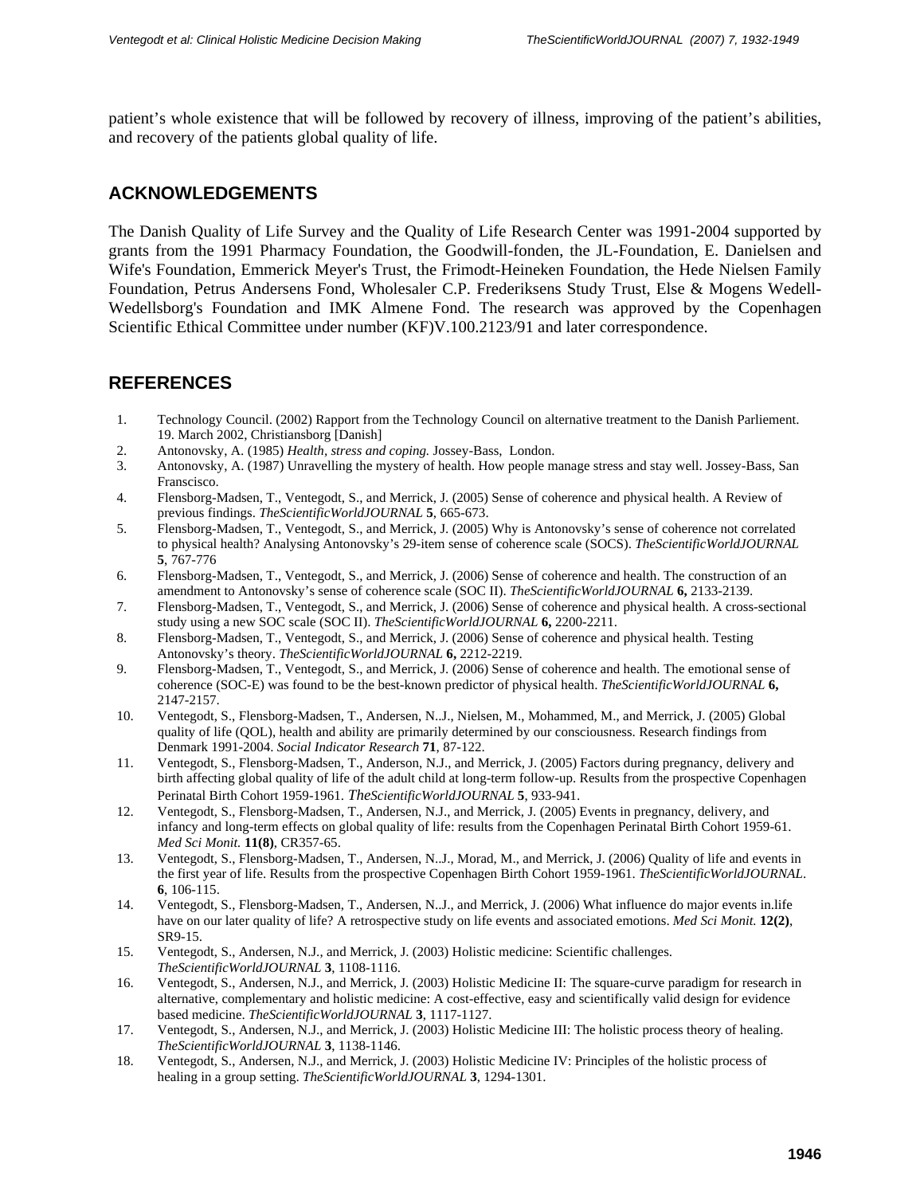patient's whole existence that will be followed by recovery of illness, improving of the patient's abilities, and recovery of the patients global quality of life.

## ACKNOWLEDGEMENTS

The Danish Quality of Life Survey and the Quality of Life Research Center was 1991-2004 supported by grants from the 1991 Pharmacy Foundation, the Goodwill-fonden, the JL-Foundation, E. Danielsen and Wife's Foundation, Emmerick Meyer's Trust, the Frimodt-Heineken Foundation, the Hede Nielsen Family Foundation, Petrus Andersens Fond, Wholesaler C.P. Frederiksens Study Trust, Else & Mogens Wedell-Wedellsborg's Foundation and IMK Almene Fond. The research was approved by the Copenhagen Scientific Ethical Committee under number (KF)V.100.2123/91 and later correspondence.

## REFERENCES

1. Technology Council. (2002) Rapport from the Technology Council on alternative treatment to the Danish Parliement. 19. March 2002, Christiansborg [Danish]
2. Antonovsky, A. (1985) *Health, stress and coping.* Jossey-Bass, London.
3. Antonovsky, A. (1987) Unravelling the mystery of health. How people manage stress and stay well. Jossey-Bass, San Franscisco.
4. Flensborg-Madsen, T., Ventegodt, S., and Merrick, J. (2005) Sense of coherence and physical health. A Review of previous findings. *TheScientificWorldJOURNAL* **5**, 665-673.
5. Flensborg-Madsen, T., Ventegodt, S., and Merrick, J. (2005) Why is Antonovsky's sense of coherence not correlated to physical health? Analysing Antonovsky's 29-item sense of coherence scale (SOCS). *TheScientificWorldJOURNAL* **5**, 767-776
6. Flensborg-Madsen, T., Ventegodt, S., and Merrick, J. (2006) Sense of coherence and health. The construction of an amendment to Antonovsky's sense of coherence scale (SOC II). *TheScientificWorldJOURNAL* **6,** 2133-2139.
7. Flensborg-Madsen, T., Ventegodt, S., and Merrick, J. (2006) Sense of coherence and physical health. A cross-sectional study using a new SOC scale (SOC II). *TheScientificWorldJOURNAL* **6,** 2200-2211.
8. Flensborg-Madsen, T., Ventegodt, S., and Merrick, J. (2006) Sense of coherence and physical health. Testing Antonovsky's theory. *TheScientificWorldJOURNAL* **6,** 2212-2219.
9. Flensborg-Madsen, T., Ventegodt, S., and Merrick, J. (2006) Sense of coherence and health. The emotional sense of coherence (SOC-E) was found to be the best-known predictor of physical health. *TheScientificWorldJOURNAL* **6,** 2147-2157.
10. Ventegodt, S., Flensborg-Madsen, T., Andersen, N..J., Nielsen, M., Mohammed, M., and Merrick, J. (2005) Global quality of life (QOL), health and ability are primarily determined by our consciousness. Research findings from Denmark 1991-2004. *Social Indicator Research* **71**, 87-122.
11. Ventegodt, S., Flensborg-Madsen, T., Anderson, N.J., and Merrick, J. (2005) Factors during pregnancy, delivery and birth affecting global quality of life of the adult child at long-term follow-up. Results from the prospective Copenhagen Perinatal Birth Cohort 1959-1961. *TheScientificWorldJOURNAL* **5**, 933-941.
12. Ventegodt, S., Flensborg-Madsen, T., Andersen, N.J., and Merrick, J. (2005) Events in pregnancy, delivery, and infancy and long-term effects on global quality of life: results from the Copenhagen Perinatal Birth Cohort 1959-61. *Med Sci Monit.* **11(8)**, CR357-65.
13. Ventegodt, S., Flensborg-Madsen, T., Andersen, N..J., Morad, M., and Merrick, J. (2006) Quality of life and events in the first year of life. Results from the prospective Copenhagen Birth Cohort 1959-1961. *TheScientificWorldJOURNAL*. **6**, 106-115.
14. Ventegodt, S., Flensborg-Madsen, T., Andersen, N..J., and Merrick, J. (2006) What influence do major events in.life have on our later quality of life? A retrospective study on life events and associated emotions. *Med Sci Monit.* **12(2)**, SR9-15.
15. Ventegodt, S., Andersen, N.J., and Merrick, J. (2003) Holistic medicine: Scientific challenges. *TheScientificWorldJOURNAL* **3**, 1108-1116.
16. Ventegodt, S., Andersen, N.J., and Merrick, J. (2003) Holistic Medicine II: The square-curve paradigm for research in alternative, complementary and holistic medicine: A cost-effective, easy and scientifically valid design for evidence based medicine. *TheScientificWorldJOURNAL* **3**, 1117-1127.
17. Ventegodt, S., Andersen, N.J., and Merrick, J. (2003) Holistic Medicine III: The holistic process theory of healing. *TheScientificWorldJOURNAL* **3**, 1138-1146.
18. Ventegodt, S., Andersen, N.J., and Merrick, J. (2003) Holistic Medicine IV: Principles of the holistic process of healing in a group setting. *TheScientificWorldJOURNAL* **3**, 1294-1301.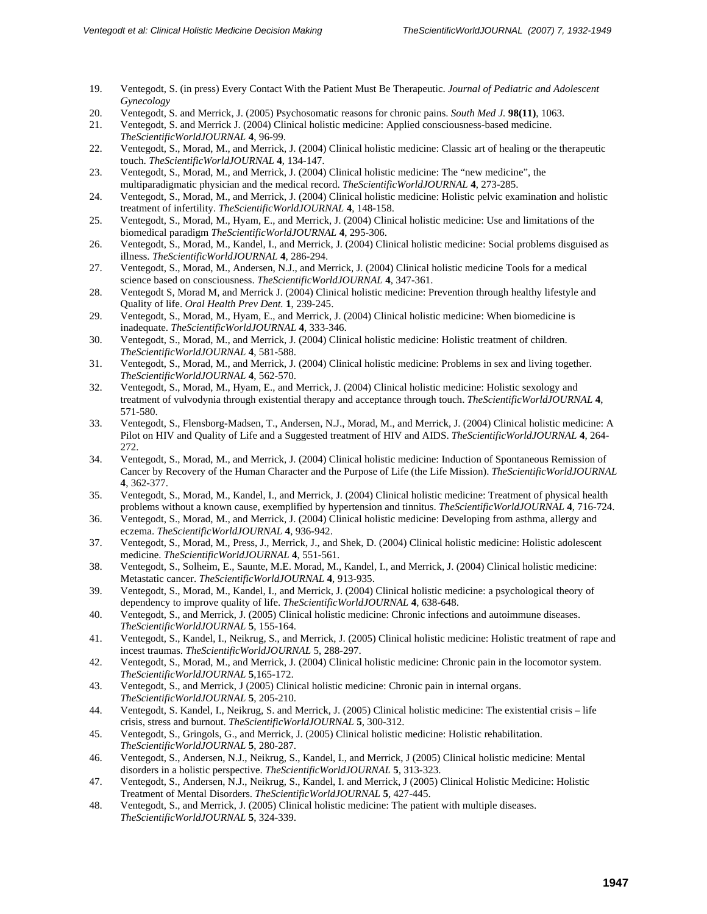19. Ventegodt, S. (in press) Every Contact With the Patient Must Be Therapeutic. *Journal of Pediatric and Adolescent Gynecology*
20. Ventegodt, S. and Merrick, J. (2005) Psychosomatic reasons for chronic pains. *South Med J.* **98(11)**, 1063.
21. Ventegodt, S. and Merrick J. (2004) Clinical holistic medicine: Applied consciousness-based medicine. *TheScientificWorldJOURNAL* **4**, 96-99.
22. Ventegodt, S., Morad, M., and Merrick, J. (2004) Clinical holistic medicine: Classic art of healing or the therapeutic touch. *TheScientificWorldJOURNAL* **4**, 134-147.
23. Ventegodt, S., Morad, M., and Merrick, J. (2004) Clinical holistic medicine: The "new medicine", the multiparadigmatic physician and the medical record. *TheScientificWorldJOURNAL* **4**, 273-285.
24. Ventegodt, S., Morad, M., and Merrick, J. (2004) Clinical holistic medicine: Holistic pelvic examination and holistic treatment of infertility. *TheScientificWorldJOURNAL* **4**, 148-158.
25. Ventegodt, S., Morad, M., Hyam, E., and Merrick, J. (2004) Clinical holistic medicine: Use and limitations of the biomedical paradigm *TheScientificWorldJOURNAL* **4**, 295-306.
26. Ventegodt, S., Morad, M., Kandel, I., and Merrick, J. (2004) Clinical holistic medicine: Social problems disguised as illness. *TheScientificWorldJOURNAL* **4**, 286-294.
27. Ventegodt, S., Morad, M., Andersen, N.J., and Merrick, J. (2004) Clinical holistic medicine Tools for a medical science based on consciousness. *TheScientificWorldJOURNAL* **4**, 347-361.
28. Ventegodt S, Morad M, and Merrick J. (2004) Clinical holistic medicine: Prevention through healthy lifestyle and Quality of life. *Oral Health Prev Dent.* **1**, 239-245.
29. Ventegodt, S., Morad, M., Hyam, E., and Merrick, J. (2004) Clinical holistic medicine: When biomedicine is inadequate. *TheScientificWorldJOURNAL* **4**, 333-346.
30. Ventegodt, S., Morad, M., and Merrick, J. (2004) Clinical holistic medicine: Holistic treatment of children. *TheScientificWorldJOURNAL* **4**, 581-588.
31. Ventegodt, S., Morad, M., and Merrick, J. (2004) Clinical holistic medicine: Problems in sex and living together. *TheScientificWorldJOURNAL* **4**, 562-570.
32. Ventegodt, S., Morad, M., Hyam, E., and Merrick, J. (2004) Clinical holistic medicine: Holistic sexology and treatment of vulvodynia through existential therapy and acceptance through touch. *TheScientificWorldJOURNAL* **4**, 571-580.
33. Ventegodt, S., Flensborg-Madsen, T., Andersen, N.J., Morad, M., and Merrick, J. (2004) Clinical holistic medicine: A Pilot on HIV and Quality of Life and a Suggested treatment of HIV and AIDS. *TheScientificWorldJOURNAL* **4**, 264-272.
34. Ventegodt, S., Morad, M., and Merrick, J. (2004) Clinical holistic medicine: Induction of Spontaneous Remission of Cancer by Recovery of the Human Character and the Purpose of Life (the Life Mission). *TheScientificWorldJOURNAL* **4**, 362-377.
35. Ventegodt, S., Morad, M., Kandel, I., and Merrick, J. (2004) Clinical holistic medicine: Treatment of physical health problems without a known cause, exemplified by hypertension and tinnitus. *TheScientificWorldJOURNAL* **4**, 716-724.
36. Ventegodt, S., Morad, M., and Merrick, J. (2004) Clinical holistic medicine: Developing from asthma, allergy and eczema. *TheScientificWorldJOURNAL* **4**, 936-942.
37. Ventegodt, S., Morad, M., Press, J., Merrick, J., and Shek, D. (2004) Clinical holistic medicine: Holistic adolescent medicine. *TheScientificWorldJOURNAL* **4**, 551-561.
38. Ventegodt, S., Solheim, E., Saunte, M.E. Morad, M., Kandel, I., and Merrick, J. (2004) Clinical holistic medicine: Metastatic cancer. *TheScientificWorldJOURNAL* **4**, 913-935.
39. Ventegodt, S., Morad, M., Kandel, I., and Merrick, J. (2004) Clinical holistic medicine: a psychological theory of dependency to improve quality of life. *TheScientificWorldJOURNAL* **4**, 638-648.
40. Ventegodt, S., and Merrick, J. (2005) Clinical holistic medicine: Chronic infections and autoimmune diseases. *TheScientificWorldJOURNAL* **5**, 155-164.
41. Ventegodt, S., Kandel, I., Neikrug, S., and Merrick, J. (2005) Clinical holistic medicine: Holistic treatment of rape and incest traumas. *TheScientificWorldJOURNAL* 5, 288-297.
42. Ventegodt, S., Morad, M., and Merrick, J. (2004) Clinical holistic medicine: Chronic pain in the locomotor system. *TheScientificWorldJOURNAL* **5**,165-172.
43. Ventegodt, S., and Merrick, J (2005) Clinical holistic medicine: Chronic pain in internal organs. *TheScientificWorldJOURNAL* **5**, 205-210.
44. Ventegodt, S. Kandel, I., Neikrug, S. and Merrick, J. (2005) Clinical holistic medicine: The existential crisis – life crisis, stress and burnout. *TheScientificWorldJOURNAL* **5**, 300-312.
45. Ventegodt, S., Gringols, G., and Merrick, J. (2005) Clinical holistic medicine: Holistic rehabilitation. *TheScientificWorldJOURNAL* **5**, 280-287.
46. Ventegodt, S., Andersen, N.J., Neikrug, S., Kandel, I., and Merrick, J (2005) Clinical holistic medicine: Mental disorders in a holistic perspective. *TheScientificWorldJOURNAL* **5**, 313-323.
47. Ventegodt, S., Andersen, N.J., Neikrug, S., Kandel, I. and Merrick, J (2005) Clinical Holistic Medicine: Holistic Treatment of Mental Disorders. *TheScientificWorldJOURNAL* **5**, 427-445.
48. Ventegodt, S., and Merrick, J. (2005) Clinical holistic medicine: The patient with multiple diseases. *TheScientificWorldJOURNAL* **5**, 324-339.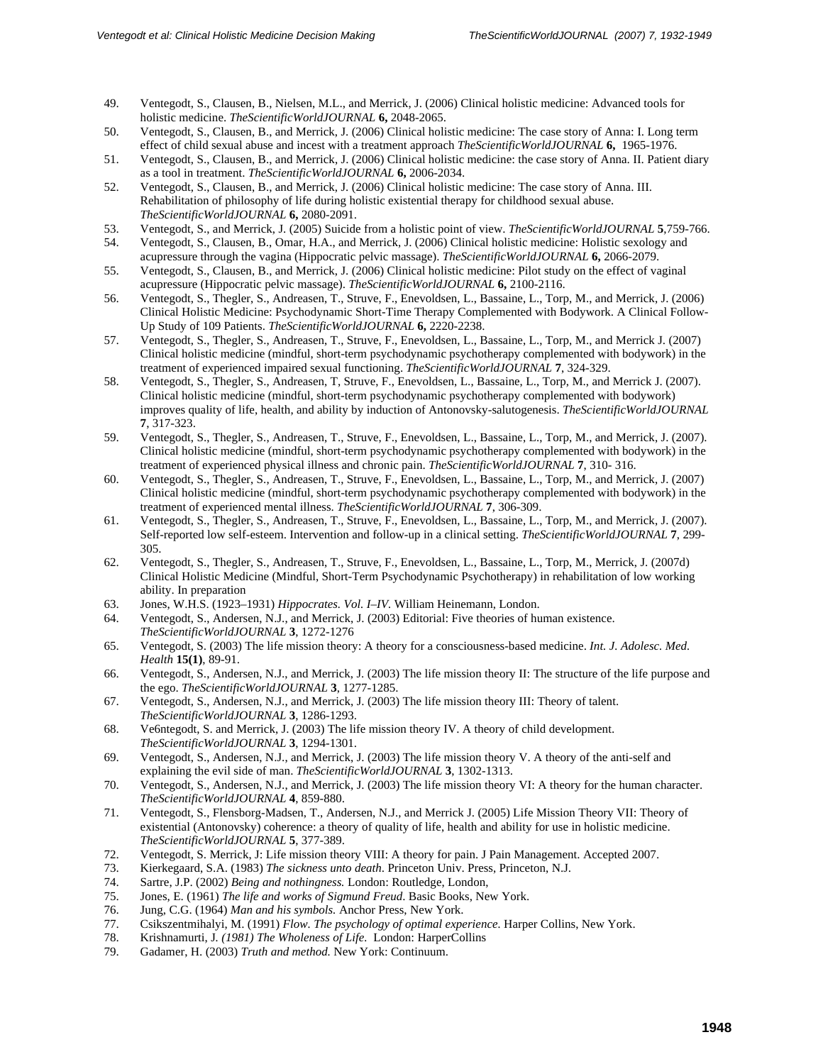49. Ventegodt, S., Clausen, B., Nielsen, M.L., and Merrick, J. (2006) Clinical holistic medicine: Advanced tools for holistic medicine. *TheScientificWorldJOURNAL* **6,** 2048-2065.
50. Ventegodt, S., Clausen, B., and Merrick, J. (2006) Clinical holistic medicine: The case story of Anna: I. Long term effect of child sexual abuse and incest with a treatment approach *TheScientificWorldJOURNAL* **6,** 1965-1976.
51. Ventegodt, S., Clausen, B., and Merrick, J. (2006) Clinical holistic medicine: the case story of Anna. II. Patient diary as a tool in treatment. *TheScientificWorldJOURNAL* **6,** 2006-2034.
52. Ventegodt, S., Clausen, B., and Merrick, J. (2006) Clinical holistic medicine: The case story of Anna. III. Rehabilitation of philosophy of life during holistic existential therapy for childhood sexual abuse. *TheScientificWorldJOURNAL* **6,** 2080-2091.
53. Ventegodt, S., and Merrick, J. (2005) Suicide from a holistic point of view. *TheScientificWorldJOURNAL* **5**,759-766.
54. Ventegodt, S., Clausen, B., Omar, H.A., and Merrick, J. (2006) Clinical holistic medicine: Holistic sexology and acupressure through the vagina (Hippocratic pelvic massage). *TheScientificWorldJOURNAL* **6,** 2066-2079.
55. Ventegodt, S., Clausen, B., and Merrick, J. (2006) Clinical holistic medicine: Pilot study on the effect of vaginal acupressure (Hippocratic pelvic massage). *TheScientificWorldJOURNAL* **6,** 2100-2116.
56. Ventegodt, S., Thegler, S., Andreasen, T., Struve, F., Enevoldsen, L., Bassaine, L., Torp, M., and Merrick, J. (2006) Clinical Holistic Medicine: Psychodynamic Short-Time Therapy Complemented with Bodywork. A Clinical Follow-Up Study of 109 Patients. *TheScientificWorldJOURNAL* **6,** 2220-2238.
57. Ventegodt, S., Thegler, S., Andreasen, T., Struve, F., Enevoldsen, L., Bassaine, L., Torp, M., and Merrick J. (2007) Clinical holistic medicine (mindful, short-term psychodynamic psychotherapy complemented with bodywork) in the treatment of experienced impaired sexual functioning. *TheScientificWorldJOURNAL* **7**, 324-329.
58. Ventegodt, S., Thegler, S., Andreasen, T, Struve, F., Enevoldsen, L., Bassaine, L., Torp, M., and Merrick J. (2007). Clinical holistic medicine (mindful, short-term psychodynamic psychotherapy complemented with bodywork) improves quality of life, health, and ability by induction of Antonovsky-salutogenesis. *TheScientificWorldJOURNAL* **7**, 317-323.
59. Ventegodt, S., Thegler, S., Andreasen, T., Struve, F., Enevoldsen, L., Bassaine, L., Torp, M., and Merrick, J. (2007). Clinical holistic medicine (mindful, short-term psychodynamic psychotherapy complemented with bodywork) in the treatment of experienced physical illness and chronic pain. *TheScientificWorldJOURNAL* **7**, 310- 316.
60. Ventegodt, S., Thegler, S., Andreasen, T., Struve, F., Enevoldsen, L., Bassaine, L., Torp, M., and Merrick, J. (2007) Clinical holistic medicine (mindful, short-term psychodynamic psychotherapy complemented with bodywork) in the treatment of experienced mental illness. *TheScientificWorldJOURNAL* **7**, 306-309.
61. Ventegodt, S., Thegler, S., Andreasen, T., Struve, F., Enevoldsen, L., Bassaine, L., Torp, M., and Merrick, J. (2007). Self-reported low self-esteem. Intervention and follow-up in a clinical setting. *TheScientificWorldJOURNAL* **7**, 299-305.
62. Ventegodt, S., Thegler, S., Andreasen, T., Struve, F., Enevoldsen, L., Bassaine, L., Torp, M., Merrick, J. (2007d) Clinical Holistic Medicine (Mindful, Short-Term Psychodynamic Psychotherapy) in rehabilitation of low working ability. In preparation
63. Jones, W.H.S. (1923–1931) *Hippocrates. Vol. I–IV*. William Heinemann, London.
64. Ventegodt, S., Andersen, N.J., and Merrick, J. (2003) Editorial: Five theories of human existence. *TheScientificWorldJOURNAL* **3**, 1272-1276
65. Ventegodt, S. (2003) The life mission theory: A theory for a consciousness-based medicine. *Int. J. Adolesc. Med. Health* **15(1)**, 89-91.
66. Ventegodt, S., Andersen, N.J., and Merrick, J. (2003) The life mission theory II: The structure of the life purpose and the ego. *TheScientificWorldJOURNAL* **3**, 1277-1285.
67. Ventegodt, S., Andersen, N.J., and Merrick, J. (2003) The life mission theory III: Theory of talent. *TheScientificWorldJOURNAL* **3**, 1286-1293.
68. Ve6ntegodt, S. and Merrick, J. (2003) The life mission theory IV. A theory of child development. *TheScientificWorldJOURNAL* **3**, 1294-1301.
69. Ventegodt, S., Andersen, N.J., and Merrick, J. (2003) The life mission theory V. A theory of the anti-self and explaining the evil side of man. *TheScientificWorldJOURNAL* **3**, 1302-1313.
70. Ventegodt, S., Andersen, N.J., and Merrick, J. (2003) The life mission theory VI: A theory for the human character. *TheScientificWorldJOURNAL* **4**, 859-880.
71. Ventegodt, S., Flensborg-Madsen, T., Andersen, N.J., and Merrick J. (2005) Life Mission Theory VII: Theory of existential (Antonovsky) coherence: a theory of quality of life, health and ability for use in holistic medicine. *TheScientificWorldJOURNAL* **5**, 377-389.
72. Ventegodt, S. Merrick, J: Life mission theory VIII: A theory for pain. J Pain Management. Accepted 2007.
73. Kierkegaard, S.A. (1983) *The sickness unto death*. Princeton Univ. Press, Princeton, N.J.
74. Sartre, J.P. (2002) *Being and nothingness.* London: Routledge, London,
75. Jones, E. (1961) *The life and works of Sigmund Freud*. Basic Books, New York.
76. Jung, C.G. (1964) *Man and his symbols*. Anchor Press, New York.
77. Csikszentmihalyi, M. (1991) *Flow. The psychology of optimal experience.* Harper Collins, New York.
78. Krishnamurti, J. *(1981) The Wholeness of Life.* London: HarperCollins
79. Gadamer, H. (2003) *Truth and method.* New York: Continuum.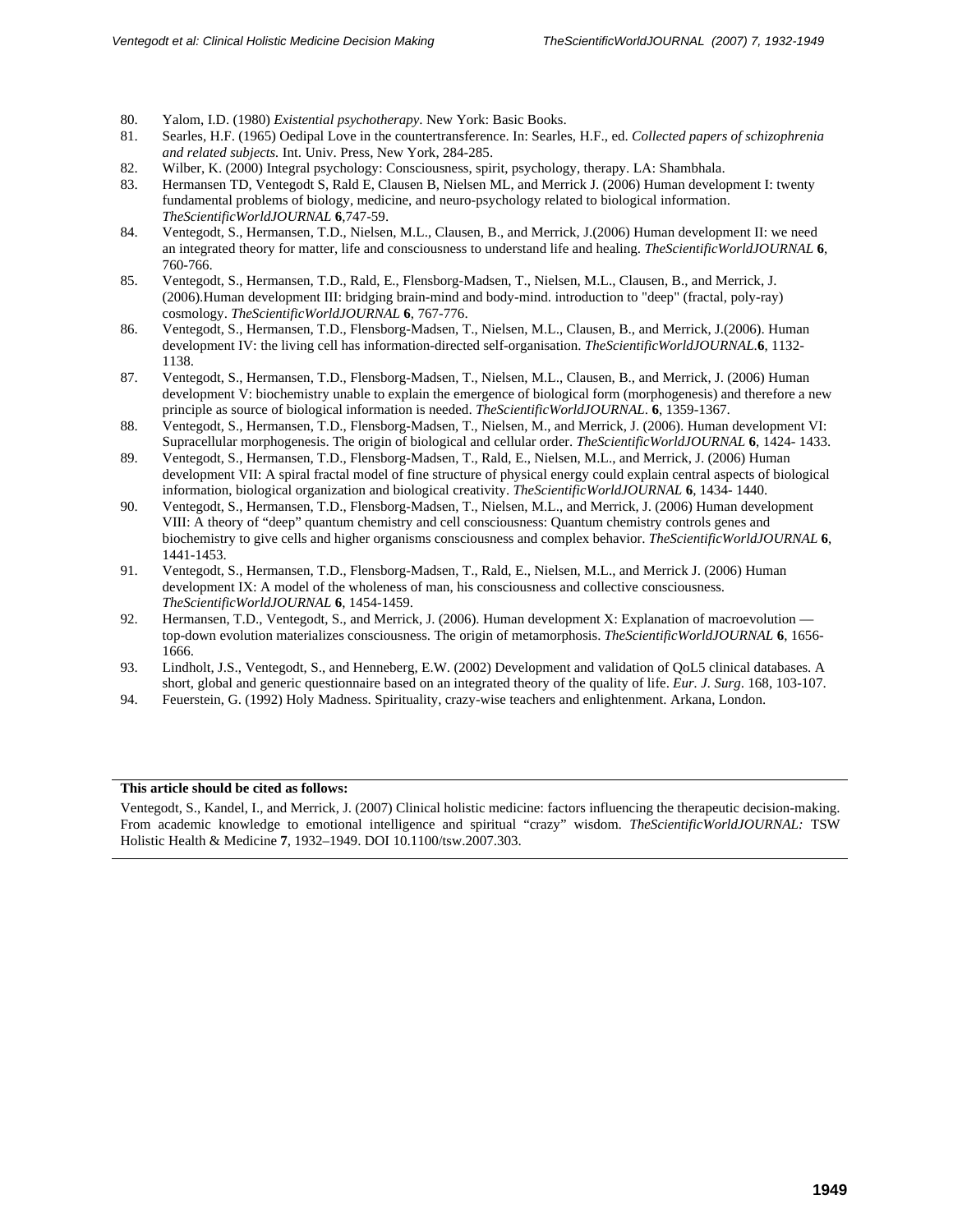80. Yalom, I.D. (1980) *Existential psychotherapy*. New York: Basic Books.
81. Searles, H.F. (1965) Oedipal Love in the countertransference. In: Searles, H.F., ed. *Collected papers of schizophrenia and related subjects.* Int. Univ. Press, New York, 284-285.
82. Wilber, K. (2000) Integral psychology: Consciousness, spirit, psychology, therapy. LA: Shambhala.
83. Hermansen TD, Ventegodt S, Rald E, Clausen B, Nielsen ML, and Merrick J. (2006) Human development I: twenty fundamental problems of biology, medicine, and neuro-psychology related to biological information. *TheScientificWorldJOURNAL* **6**,747-59.
84. Ventegodt, S., Hermansen, T.D., Nielsen, M.L., Clausen, B., and Merrick, J.(2006) Human development II: we need an integrated theory for matter, life and consciousness to understand life and healing. *TheScientificWorldJOURNAL* **6**, 760-766.
85. Ventegodt, S., Hermansen, T.D., Rald, E., Flensborg-Madsen, T., Nielsen, M.L., Clausen, B., and Merrick, J. (2006).Human development III: bridging brain-mind and body-mind. introduction to "deep" (fractal, poly-ray) cosmology. *TheScientificWorldJOURNAL* **6**, 767-776.
86. Ventegodt, S., Hermansen, T.D., Flensborg-Madsen, T., Nielsen, M.L., Clausen, B., and Merrick, J.(2006). Human development IV: the living cell has information-directed self-organisation. *TheScientificWorldJOURNAL*.**6**, 1132-1138.
87. Ventegodt, S., Hermansen, T.D., Flensborg-Madsen, T., Nielsen, M.L., Clausen, B., and Merrick, J. (2006) Human development V: biochemistry unable to explain the emergence of biological form (morphogenesis) and therefore a new principle as source of biological information is needed. *TheScientificWorldJOURNAL*. **6**, 1359-1367.
88. Ventegodt, S., Hermansen, T.D., Flensborg-Madsen, T., Nielsen, M., and Merrick, J. (2006). Human development VI: Supracellular morphogenesis. The origin of biological and cellular order. *TheScientificWorldJOURNAL* **6**, 1424- 1433.
89. Ventegodt, S., Hermansen, T.D., Flensborg-Madsen, T., Rald, E., Nielsen, M.L., and Merrick, J. (2006) Human development VII: A spiral fractal model of fine structure of physical energy could explain central aspects of biological information, biological organization and biological creativity. *TheScientificWorldJOURNAL* **6**, 1434- 1440.
90. Ventegodt, S., Hermansen, T.D., Flensborg-Madsen, T., Nielsen, M.L., and Merrick, J. (2006) Human development VIII: A theory of "deep" quantum chemistry and cell consciousness: Quantum chemistry controls genes and biochemistry to give cells and higher organisms consciousness and complex behavior. *TheScientificWorldJOURNAL* **6**, 1441-1453.
91. Ventegodt, S., Hermansen, T.D., Flensborg-Madsen, T., Rald, E., Nielsen, M.L., and Merrick J. (2006) Human development IX: A model of the wholeness of man, his consciousness and collective consciousness. *TheScientificWorldJOURNAL* **6**, 1454-1459.
92. Hermansen, T.D., Ventegodt, S., and Merrick, J. (2006). Human development X: Explanation of macroevolution — top-down evolution materializes consciousness. The origin of metamorphosis. *TheScientificWorldJOURNAL* **6**, 1656-1666.
93. Lindholt, J.S., Ventegodt, S., and Henneberg, E.W. (2002) Development and validation of QoL5 clinical databases. A short, global and generic questionnaire based on an integrated theory of the quality of life. *Eur. J. Surg*. 168, 103-107.
94. Feuerstein, G. (1992) Holy Madness. Spirituality, crazy-wise teachers and enlightenment. Arkana, London.

---

**This article should be cited as follows:**

Ventegodt, S., Kandel, I., and Merrick, J. (2007) Clinical holistic medicine: factors influencing the therapeutic decision-making. From academic knowledge to emotional intelligence and spiritual "crazy" wisdom. *TheScientificWorldJOURNAL:* TSW Holistic Health & Medicine **7**, 1932–1949. DOI 10.1100/tsw.2007.303.

---